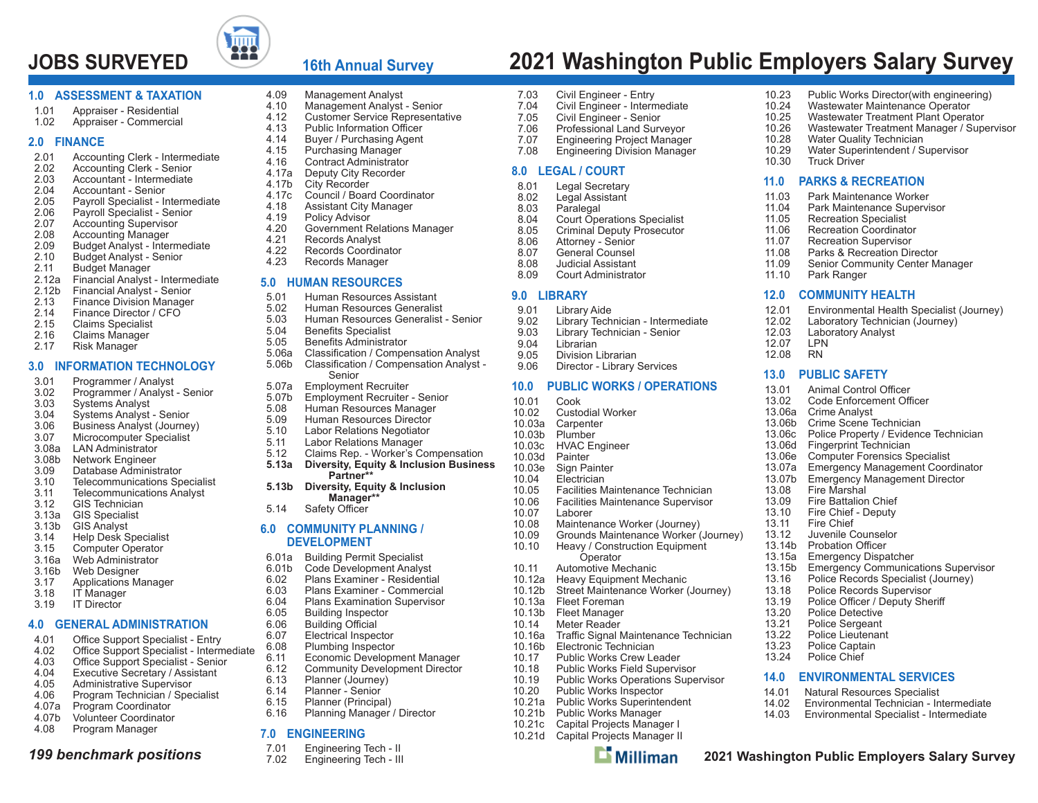# JOBS SURVEYED

**16th Annual Survey**

# 2021 Washington Public Employers Salary Survey

## 1.0 ASSESSMENT & TAXATION

- 1.01 Appraiser - Residential
- 1.02 Appraiser - Commercial

## 2.0 FINANCE

- 2.01 Accounting Clerk - Intermediate
- 2.02 Accounting Clerk - Senior
- 2.03 Accountant - Intermediate
- 2.04 Accountant - Senior
- 2.05 Payroll Specialist - Intermediate
- 2.06 Payroll Specialist - Senior
- 2.07 Accounting Supervisor
- 2.08 Accounting Manager
- 2.09 Budget Analyst - Intermediate
- 2.10 Budget Analyst - Senior
- 2.11 Budget Manager
- 2.12a Financial Analyst - Intermediate
- 2.12b Financial Analyst - Senior
- 2.13 Finance Division Manager
- 2.14 Finance Director / CFO
- 2.15 Claims Specialist
- 2.16 Claims Manager
- 2.17 Risk Manager

## 3.0 INFORMATION TECHNOLOGY

- 3.01 Programmer / Analyst
- 3.02 Programmer / Analyst - Senior
- 3.03 Systems Analyst
- 3.04 Systems Analyst - Senior
- 3.06 Business Analyst (Journey)
- 3.07 Microcomputer Specialist
- 3.08a LAN Administrator
- 3.08b Network Engineer
- 3.09 Database Administrator
- 3.10 Telecommunications Specialist
- 3.11 Telecommunications Analyst
- 3.12 GIS Technician
- 3.13a GIS Specialist
- 3.13b GIS Analyst
- 3.14 Help Desk Specialist
- 3.15 Computer Operator
- 3.16a Web Administrator
- 3.16b Web Designer
- 3.17 Applications Manager
- 3.18 IT Manager
- 3.19 IT Director

## 4.0 GENERAL ADMINISTRATION

- 4.01 Office Support Specialist - Entry
- 4.02 Office Support Specialist - Intermediate
- 4.03 Office Support Specialist - Senior
- 4.04 Executive Secretary / Assistant
- 4.05 Administrative Supervisor
- 4.06 Program Technician / Specialist
- 4.07a Program Coordinator
- 4.07b Volunteer Coordinator
- 4.08 Program Manager
- 4.09 Management Analyst
- 4.10 Management Analyst - Senior
- 4.12 Customer Service Representative
- 4.13 Public Information Officer
- 4.14 Buyer / Purchasing Agent
- 4.15 Purchasing Manager
- 4.16 Contract Administrator
- 4.17a Deputy City Recorder
- 4.17b City Recorder
- 4.17c Council / Board Coordinator
- 4.18 Assistant City Manager
- 4.19 Policy Advisor
- 4.20 Government Relations Manager
- 4.21 Records Analyst
- 4.22 Records Coordinator
- 4.23 Records Manager

## 5.0 HUMAN RESOURCES

- 5.01 Human Resources Assistant
- 5.02 Human Resources Generalist
- 5.03 Human Resources Generalist - Senior
- 5.04 Benefits Specialist
- 5.05 Benefits Administrator
- 5.06a Classification / Compensation Analyst
- 5.06b Classification / Compensation Analyst - Senior
- 5.07a Employment Recruiter
- 5.07b Employment Recruiter - Senior
- 5.08 Human Resources Manager
- 5.09 Human Resources Director
- 5.10 Labor Relations Negotiator
- 5.11 Labor Relations Manager
- 5.12 Claims Rep. - Worker's Compensation
- **5.13a Diversity, Equity & Inclusion Business Partner****
- **5.13b Diversity, Equity & Inclusion Manager****
- 5.14 Safety Officer

## 6.0 COMMUNITY PLANNING / DEVELOPMENT

- 6.01a Building Permit Specialist
- 6.01b Code Development Analyst
- 6.02 Plans Examiner - Residential
- 6.03 Plans Examiner - Commercial
- 6.04 Plans Examination Supervisor
- 6.05 Building Inspector
- 6.06 Building Official
- 6.07 Electrical Inspector
- 6.08 Plumbing Inspector
- 6.11 Economic Development Manager
- 6.12 Community Development Director
- 6.13 Planner (Journey)
- 6.14 Planner - Senior
- 6.15 Planner (Principal)
- 6.16 Planning Manager / Director

## 7.0 ENGINEERING

- 7.01 Engineering Tech - II
- 7.02 Engineering Tech - III
- 7.03 Civil Engineer - Entry
- 7.04 Civil Engineer - Intermediate
- 7.05 Civil Engineer - Senior
- 7.06 Professional Land Surveyor
- 7.07 Engineering Project Manager
- 7.08 Engineering Division Manager

## 8.0 LEGAL / COURT

- 8.01 Legal Secretary
- 8.02 Legal Assistant
- 8.03 Paralegal
- 8.04 Court Operations Specialist
- 8.05 Criminal Deputy Prosecutor
- 8.06 Attorney - Senior
- 8.07 General Counsel
- 8.08 Judicial Assistant
- 8.09 Court Administrator

## 9.0 LIBRARY

- 9.01 Library Aide
- 9.02 Library Technician - Intermediate
- 9.03 Library Technician - Senior
- 9.04 Librarian
- 9.05 Division Librarian
- 9.06 Director - Library Services

## 10.0 PUBLIC WORKS / OPERATIONS

- 10.01 Cook
- 10.02 Custodial Worker
- 10.03a Carpenter
- 10.03b Plumber
- 10.03c HVAC Engineer
- 10.03d Painter
- 10.03e Sign Painter
- 10.04 Electrician
- 10.05 Facilities Maintenance Technician
- 10.06 Facilities Maintenance Supervisor
- 10.07 Laborer
- 10.08 Maintenance Worker (Journey)
- 10.09 Grounds Maintenance Worker (Journey)
- 10.10 Heavy / Construction Equipment Operator
- 10.11 Automotive Mechanic
- 10.12a Heavy Equipment Mechanic
- 10.12b Street Maintenance Worker (Journey)
- 10.13a Fleet Foreman
- 10.13b Fleet Manager
- 10.14 Meter Reader
- 10.16a Traffic Signal Maintenance Technician
- 10.16b Electronic Technician
- 10.17 Public Works Crew Leader
- 10.18 Public Works Field Supervisor
- 10.19 Public Works Operations Supervisor
- 10.20 Public Works Inspector
- 10.21a Public Works Superintendent
- 10.21b Public Works Manager
- 10.21c Capital Projects Manager I
- 10.21d Capital Projects Manager II
- 10.23 Public Works Director(with engineering)
- 10.24 Wastewater Maintenance Operator
- 10.25 Wastewater Treatment Plant Operator
- 10.26 Wastewater Treatment Manager / Supervisor
- 10.28 Water Quality Technician
- 10.29 Water Superintendent / Supervisor
- 10.30 Truck Driver

## 11.0 PARKS & RECREATION

- 11.03 Park Maintenance Worker
- 11.04 Park Maintenance Supervisor
- 11.05 Recreation Specialist
- 11.06 Recreation Coordinator
- 11.07 Recreation Supervisor
- 11.08 Parks & Recreation Director
- 11.09 Senior Community Center Manager
- 11.10 Park Ranger

## 12.0 COMMUNITY HEALTH

- 12.01 Environmental Health Specialist (Journey)
- 12.02 Laboratory Technician (Journey)
- 12.03 Laboratory Analyst
- 12.07 LPN
- 12.08 RN

## 13.0 PUBLIC SAFETY

- 13.01 Animal Control Officer
- 13.02 Code Enforcement Officer
- 13.06a Crime Analyst
- 13.06b Crime Scene Technician
- 13.06c Police Property / Evidence Technician
- 13.06d Fingerprint Technician
- 13.06e Computer Forensics Specialist
- 13.07a Emergency Management Coordinator
- 13.07b Emergency Management Director
- 13.08 Fire Marshal
- 13.09 Fire Battalion Chief
- 13.10 Fire Chief - Deputy
- 13.11 Fire Chief
- 13.12 Juvenile Counselor
- 13.14b Probation Officer
- 13.15a Emergency Dispatcher
- 13.15b Emergency Communications Supervisor
- 13.16 Police Records Specialist (Journey)
- 13.18 Police Records Supervisor
- 13.19 Police Officer / Deputy Sheriff
- 13.20 Police Detective
- 13.21 Police Sergeant
- 13.22 Police Lieutenant
- 13.23 Police Captain
- 13.24 Police Chief

## 14.0 ENVIRONMENTAL SERVICES

- 14.01 Natural Resources Specialist
- 14.02 Environmental Technician - Intermediate
- 14.03 Environmental Specialist - Intermediate

***199 benchmark positions***

Milliman

2021 Washington Public Employers Salary Survey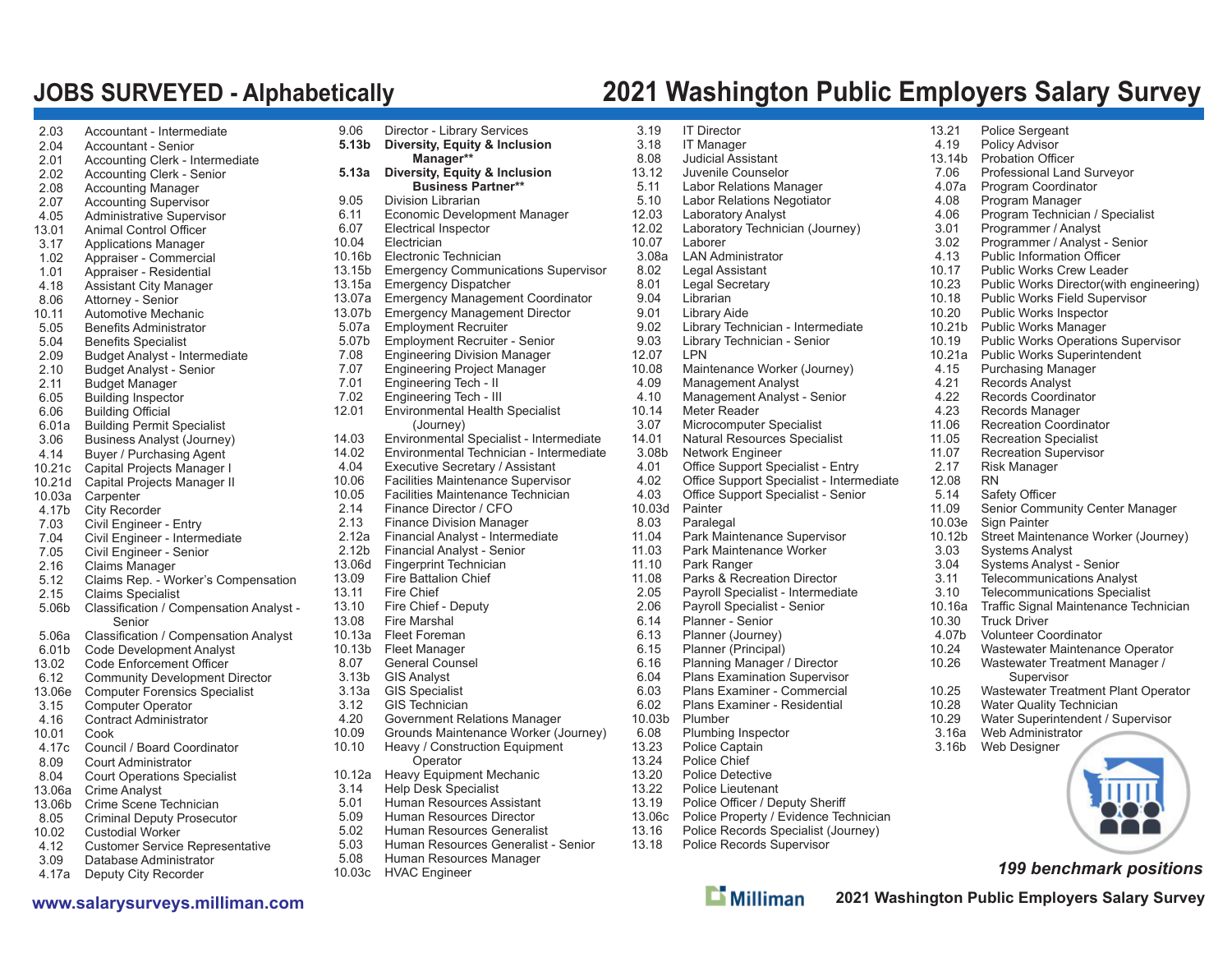# JOBS SURVEYED - Alphabetically

## 2021 Washington Public Employers Salary Survey

| Code | Job Title |
|---|---|
| 2.03 | Accountant - Intermediate |
| 2.04 | Accountant - Senior |
| 2.01 | Accounting Clerk - Intermediate |
| 2.02 | Accounting Clerk - Senior |
| 2.08 | Accounting Manager |
| 2.07 | Accounting Supervisor |
| 4.05 | Administrative Supervisor |
| 13.01 | Animal Control Officer |
| 3.17 | Applications Manager |
| 1.02 | Appraiser - Commercial |
| 1.01 | Appraiser - Residential |
| 4.18 | Assistant City Manager |
| 8.06 | Attorney - Senior |
| 10.11 | Automotive Mechanic |
| 5.05 | Benefits Administrator |
| 5.04 | Benefits Specialist |
| 2.09 | Budget Analyst - Intermediate |
| 2.10 | Budget Analyst - Senior |
| 2.11 | Budget Manager |
| 6.05 | Building Inspector |
| 6.06 | Building Official |
| 6.01a | Building Permit Specialist |
| 3.06 | Business Analyst (Journey) |
| 4.14 | Buyer / Purchasing Agent |
| 10.21c | Capital Projects Manager I |
| 10.21d | Capital Projects Manager II |
| 10.03a | Carpenter |
| 4.17b | City Recorder |
| 7.03 | Civil Engineer - Entry |
| 7.04 | Civil Engineer - Intermediate |
| 7.05 | Civil Engineer - Senior |
| 2.16 | Claims Manager |
| 5.12 | Claims Rep. - Worker's Compensation |
| 2.15 | Claims Specialist |
| 5.06b | Classification / Compensation Analyst - Senior |
| 5.06a | Classification / Compensation Analyst |
| 6.01b | Code Development Analyst |
| 13.02 | Code Enforcement Officer |
| 6.12 | Community Development Director |
| 13.06e | Computer Forensics Specialist |
| 3.15 | Computer Operator |
| 4.16 | Contract Administrator |
| 10.01 | Cook |
| 4.17c | Council / Board Coordinator |
| 8.09 | Court Administrator |
| 8.04 | Court Operations Specialist |
| 13.06a | Crime Analyst |
| 13.06b | Crime Scene Technician |
| 8.05 | Criminal Deputy Prosecutor |
| 10.02 | Custodial Worker |
| 4.12 | Customer Service Representative |
| 3.09 | Database Administrator |
| 4.17a | Deputy City Recorder |
| 9.06 | Director - Library Services |
| **5.13b** | **Diversity, Equity & Inclusion Manager**** |
| **5.13a** | **Diversity, Equity & Inclusion Business Partner**** |
| 9.05 | Division Librarian |
| 6.11 | Economic Development Manager |
| 6.07 | Electrical Inspector |
| 10.04 | Electrician |
| 10.16b | Electronic Technician |
| 13.15b | Emergency Communications Supervisor |
| 13.15a | Emergency Dispatcher |
| 13.07a | Emergency Management Coordinator |
| 13.07b | Emergency Management Director |
| 5.07a | Employment Recruiter |
| 5.07b | Employment Recruiter - Senior |
| 7.08 | Engineering Division Manager |
| 7.07 | Engineering Project Manager |
| 7.01 | Engineering Tech - II |
| 7.02 | Engineering Tech - III |
| 12.01 | Environmental Health Specialist (Journey) |
| 14.03 | Environmental Specialist - Intermediate |
| 14.02 | Environmental Technician - Intermediate |
| 4.04 | Executive Secretary / Assistant |
| 10.06 | Facilities Maintenance Supervisor |
| 10.05 | Facilities Maintenance Technician |
| 2.14 | Finance Director / CFO |
| 2.13 | Finance Division Manager |
| 2.12a | Financial Analyst - Intermediate |
| 2.12b | Financial Analyst - Senior |
| 13.06d | Fingerprint Technician |
| 13.09 | Fire Battalion Chief |
| 13.11 | Fire Chief |
| 13.10 | Fire Chief - Deputy |
| 13.08 | Fire Marshal |
| 10.13a | Fleet Foreman |
| 10.13b | Fleet Manager |
| 8.07 | General Counsel |
| 3.13b | GIS Analyst |
| 3.13a | GIS Specialist |
| 3.12 | GIS Technician |
| 4.20 | Government Relations Manager |
| 10.09 | Grounds Maintenance Worker (Journey) |
| 10.10 | Heavy / Construction Equipment Operator |
| 10.12a | Heavy Equipment Mechanic |
| 3.14 | Help Desk Specialist |
| 5.01 | Human Resources Assistant |
| 5.09 | Human Resources Director |
| 5.02 | Human Resources Generalist |
| 5.03 | Human Resources Generalist - Senior |
| 5.08 | Human Resources Manager |
| 10.03c | HVAC Engineer |
| 3.19 | IT Director |
| 3.18 | IT Manager |
| 8.08 | Judicial Assistant |
| 13.12 | Juvenile Counselor |
| 5.11 | Labor Relations Manager |
| 5.10 | Labor Relations Negotiator |
| 12.03 | Laboratory Analyst |
| 12.02 | Laboratory Technician (Journey) |
| 10.07 | Laborer |
| 3.08a | LAN Administrator |
| 8.02 | Legal Assistant |
| 8.01 | Legal Secretary |
| 9.04 | Librarian |
| 9.01 | Library Aide |
| 9.02 | Library Technician - Intermediate |
| 9.03 | Library Technician - Senior |
| 12.07 | LPN |
| 10.08 | Maintenance Worker (Journey) |
| 4.09 | Management Analyst |
| 4.10 | Management Analyst - Senior |
| 10.14 | Meter Reader |
| 3.07 | Microcomputer Specialist |
| 14.01 | Natural Resources Specialist |
| 3.08b | Network Engineer |
| 4.01 | Office Support Specialist - Entry |
| 4.02 | Office Support Specialist - Intermediate |
| 4.03 | Office Support Specialist - Senior |
| 10.03d | Painter |
| 8.03 | Paralegal |
| 11.04 | Park Maintenance Supervisor |
| 11.03 | Park Maintenance Worker |
| 11.10 | Park Ranger |
| 11.08 | Parks & Recreation Director |
| 2.05 | Payroll Specialist - Intermediate |
| 2.06 | Payroll Specialist - Senior |
| 6.14 | Planner - Senior |
| 6.13 | Planner (Journey) |
| 6.15 | Planner (Principal) |
| 6.16 | Planning Manager / Director |
| 6.04 | Plans Examination Supervisor |
| 6.03 | Plans Examiner - Commercial |
| 6.02 | Plans Examiner - Residential |
| 10.03b | Plumber |
| 6.08 | Plumbing Inspector |
| 13.23 | Police Captain |
| 13.24 | Police Chief |
| 13.20 | Police Detective |
| 13.22 | Police Lieutenant |
| 13.19 | Police Officer / Deputy Sheriff |
| 13.06c | Police Property / Evidence Technician |
| 13.16 | Police Records Specialist (Journey) |
| 13.18 | Police Records Supervisor |
| 13.21 | Police Sergeant |
| 4.19 | Policy Advisor |
| 13.14b | Probation Officer |
| 7.06 | Professional Land Surveyor |
| 4.07a | Program Coordinator |
| 4.08 | Program Manager |
| 4.06 | Program Technician / Specialist |
| 3.01 | Programmer / Analyst |
| 3.02 | Programmer / Analyst - Senior |
| 4.13 | Public Information Officer |
| 10.17 | Public Works Crew Leader |
| 10.23 | Public Works Director(with engineering) |
| 10.18 | Public Works Field Supervisor |
| 10.20 | Public Works Inspector |
| 10.21b | Public Works Manager |
| 10.19 | Public Works Operations Supervisor |
| 10.21a | Public Works Superintendent |
| 4.15 | Purchasing Manager |
| 4.21 | Records Analyst |
| 4.22 | Records Coordinator |
| 4.23 | Records Manager |
| 11.06 | Recreation Coordinator |
| 11.05 | Recreation Specialist |
| 11.07 | Recreation Supervisor |
| 2.17 | Risk Manager |
| 12.08 | RN |
| 5.14 | Safety Officer |
| 11.09 | Senior Community Center Manager |
| 10.03e | Sign Painter |
| 10.12b | Street Maintenance Worker (Journey) |
| 3.03 | Systems Analyst |
| 3.04 | Systems Analyst - Senior |
| 3.11 | Telecommunications Analyst |
| 3.10 | Telecommunications Specialist |
| 10.16a | Traffic Signal Maintenance Technician |
| 10.30 | Truck Driver |
| 4.07b | Volunteer Coordinator |
| 10.24 | Wastewater Maintenance Operator |
| 10.26 | Wastewater Treatment Manager / Supervisor |
| 10.25 | Wastewater Treatment Plant Operator |
| 10.28 | Water Quality Technician |
| 10.29 | Water Superintendent / Supervisor |
| 3.16a | Web Administrator |
| 3.16b | Web Designer |

***199 benchmark positions***

www.salarysurveys.milliman.com

Milliman — 2021 Washington Public Employers Salary Survey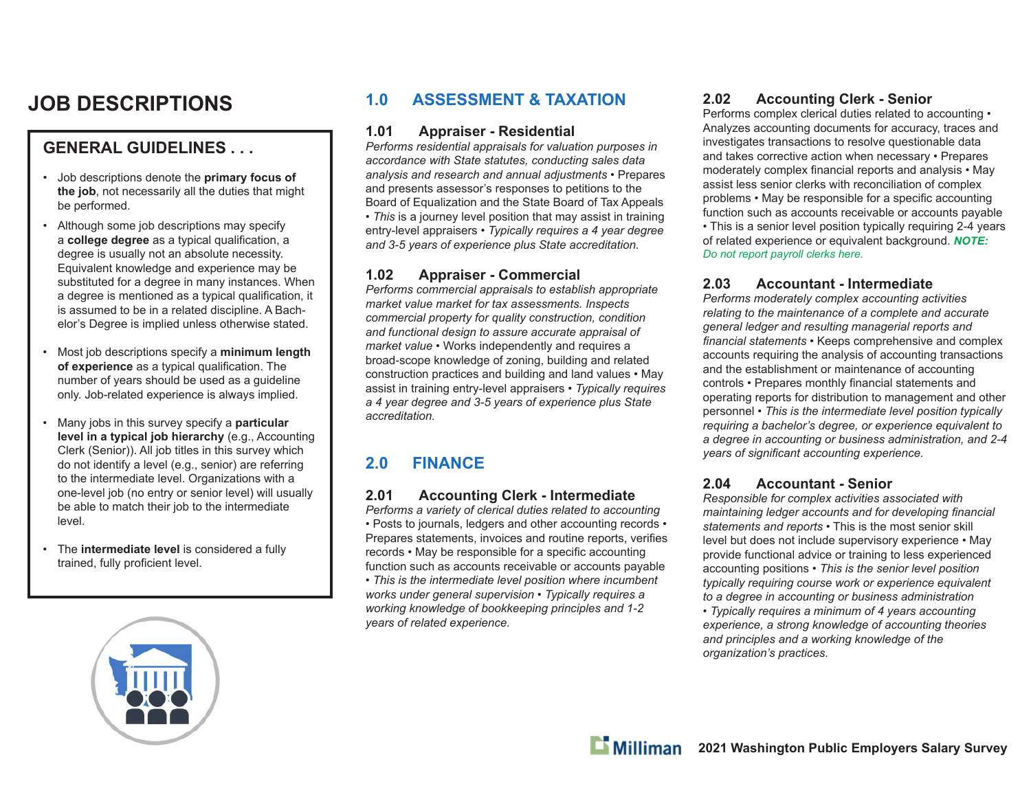# JOB DESCRIPTIONS

## GENERAL GUIDELINES . . .

- Job descriptions denote the **primary focus of the job**, not necessarily all the duties that might be performed.
- Although some job descriptions may specify a **college degree** as a typical qualification, a degree is usually not an absolute necessity. Equivalent knowledge and experience may be substituted for a degree in many instances. When a degree is mentioned as a typical qualification, it is assumed to be in a related discipline. A Bachelor's Degree is implied unless otherwise stated.
- Most job descriptions specify a **minimum length of experience** as a typical qualification. The number of years should be used as a guideline only. Job-related experience is always implied.
- Many jobs in this survey specify a **particular level in a typical job hierarchy** (e.g., Accounting Clerk (Senior)). All job titles in this survey which do not identify a level (e.g., senior) are referring to the intermediate level. Organizations with a one-level job (no entry or senior level) will usually be able to match their job to the intermediate level.
- The **intermediate level** is considered a fully trained, fully proficient level.

## 1.0 ASSESSMENT & TAXATION

### 1.01 Appraiser - Residential

*Performs residential appraisals for valuation purposes in accordance with State statutes, conducting sales data analysis and research and annual adjustments* • Prepares and presents assessor's responses to petitions to the Board of Equalization and the State Board of Tax Appeals • *This* is a journey level position that may assist in training entry-level appraisers • *Typically requires a 4 year degree and 3-5 years of experience plus State accreditation.*

### 1.02 Appraiser - Commercial

*Performs commercial appraisals to establish appropriate market value market for tax assessments. Inspects commercial property for quality construction, condition and functional design to assure accurate appraisal of market value* • Works independently and requires a broad-scope knowledge of zoning, building and related construction practices and building and land values • May assist in training entry-level appraisers • *Typically requires a 4 year degree and 3-5 years of experience plus State accreditation.*

## 2.0 FINANCE

### 2.01 Accounting Clerk - Intermediate

*Performs a variety of clerical duties related to accounting* • Posts to journals, ledgers and other accounting records • Prepares statements, invoices and routine reports, verifies records • May be responsible for a specific accounting function such as accounts receivable or accounts payable • *This is the intermediate level position where incumbent works under general supervision* • *Typically requires a working knowledge of bookkeeping principles and 1-2 years of related experience.*

### 2.02 Accounting Clerk - Senior

Performs complex clerical duties related to accounting • Analyzes accounting documents for accuracy, traces and investigates transactions to resolve questionable data and takes corrective action when necessary • Prepares moderately complex financial reports and analysis • May assist less senior clerks with reconciliation of complex problems • May be responsible for a specific accounting function such as accounts receivable or accounts payable • This is a senior level position typically requiring 2-4 years of related experience or equivalent background. ***NOTE:*** *Do not report payroll clerks here.*

### 2.03 Accountant - Intermediate

*Performs moderately complex accounting activities relating to the maintenance of a complete and accurate general ledger and resulting managerial reports and financial statements* • Keeps comprehensive and complex accounts requiring the analysis of accounting transactions and the establishment or maintenance of accounting controls • Prepares monthly financial statements and operating reports for distribution to management and other personnel • *This is the intermediate level position typically requiring a bachelor's degree, or experience equivalent to a degree in accounting or business administration, and 2-4 years of significant accounting experience.*

### 2.04 Accountant - Senior

*Responsible for complex activities associated with maintaining ledger accounts and for developing financial statements and reports* • This is the most senior skill level but does not include supervisory experience • May provide functional advice or training to less experienced accounting positions • *This is the senior level position typically requiring course work or experience equivalent to a degree in accounting or business administration* • *Typically requires a minimum of 4 years accounting experience, a strong knowledge of accounting theories and principles and a working knowledge of the organization's practices.*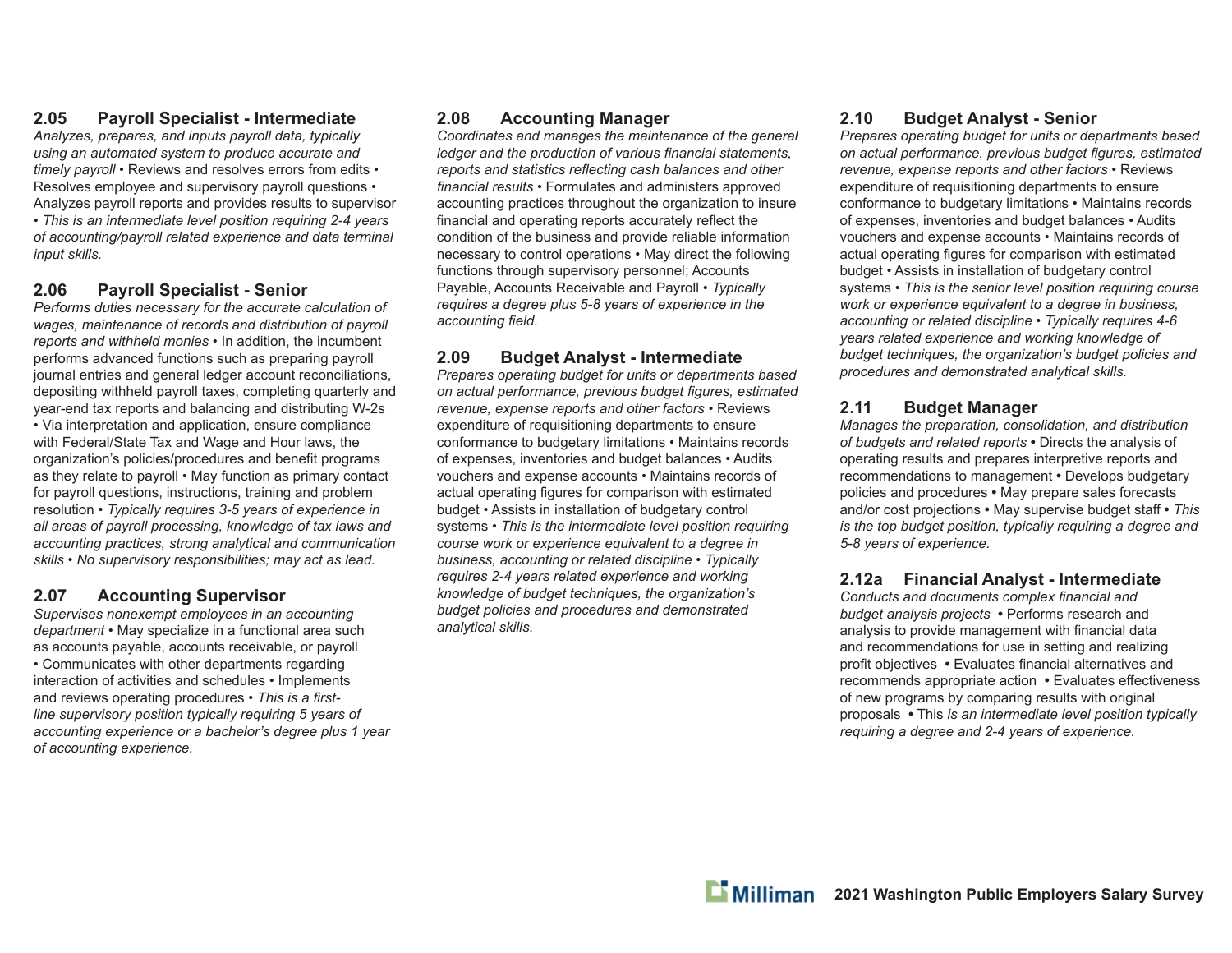## 2.05 Payroll Specialist - Intermediate

*Analyzes, prepares, and inputs payroll data, typically using an automated system to produce accurate and timely payroll* • Reviews and resolves errors from edits • Resolves employee and supervisory payroll questions • Analyzes payroll reports and provides results to supervisor • *This is an intermediate level position requiring 2-4 years of accounting/payroll related experience and data terminal input skills.*

## 2.06 Payroll Specialist - Senior

*Performs duties necessary for the accurate calculation of wages, maintenance of records and distribution of payroll reports and withheld monies* • In addition, the incumbent performs advanced functions such as preparing payroll journal entries and general ledger account reconciliations, depositing withheld payroll taxes, completing quarterly and year-end tax reports and balancing and distributing W-2s • Via interpretation and application, ensure compliance with Federal/State Tax and Wage and Hour laws, the organization's policies/procedures and benefit programs as they relate to payroll • May function as primary contact for payroll questions, instructions, training and problem resolution • *Typically requires 3-5 years of experience in all areas of payroll processing, knowledge of tax laws and accounting practices, strong analytical and communication skills • No supervisory responsibilities; may act as lead.*

## 2.07 Accounting Supervisor

*Supervises nonexempt employees in an accounting department* • May specialize in a functional area such as accounts payable, accounts receivable, or payroll • Communicates with other departments regarding interaction of activities and schedules • Implements and reviews operating procedures • *This is a first-line supervisory position typically requiring 5 years of accounting experience or a bachelor's degree plus 1 year of accounting experience.*

## 2.08 Accounting Manager

*Coordinates and manages the maintenance of the general ledger and the production of various financial statements, reports and statistics reflecting cash balances and other financial results* • Formulates and administers approved accounting practices throughout the organization to insure financial and operating reports accurately reflect the condition of the business and provide reliable information necessary to control operations • May direct the following functions through supervisory personnel; Accounts Payable, Accounts Receivable and Payroll • *Typically requires a degree plus 5-8 years of experience in the accounting field.*

## 2.09 Budget Analyst - Intermediate

*Prepares operating budget for units or departments based on actual performance, previous budget figures, estimated revenue, expense reports and other factors* • Reviews expenditure of requisitioning departments to ensure conformance to budgetary limitations • Maintains records of expenses, inventories and budget balances • Audits vouchers and expense accounts • Maintains records of actual operating figures for comparison with estimated budget • Assists in installation of budgetary control systems • *This is the intermediate level position requiring course work or experience equivalent to a degree in business, accounting or related discipline • Typically requires 2-4 years related experience and working knowledge of budget techniques, the organization's budget policies and procedures and demonstrated analytical skills.*

## 2.10 Budget Analyst - Senior

*Prepares operating budget for units or departments based on actual performance, previous budget figures, estimated revenue, expense reports and other factors* • Reviews expenditure of requisitioning departments to ensure conformance to budgetary limitations • Maintains records of expenses, inventories and budget balances • Audits vouchers and expense accounts • Maintains records of actual operating figures for comparison with estimated budget • Assists in installation of budgetary control systems • *This is the senior level position requiring course work or experience equivalent to a degree in business, accounting or related discipline • Typically requires 4-6 years related experience and working knowledge of budget techniques, the organization's budget policies and procedures and demonstrated analytical skills.*

## 2.11 Budget Manager

*Manages the preparation, consolidation, and distribution of budgets and related reports* • Directs the analysis of operating results and prepares interpretive reports and recommendations to management • Develops budgetary policies and procedures • May prepare sales forecasts and/or cost projections • May supervise budget staff • *This is the top budget position, typically requiring a degree and 5-8 years of experience.*

## 2.12a Financial Analyst - Intermediate

*Conducts and documents complex financial and budget analysis projects* • Performs research and analysis to provide management with financial data and recommendations for use in setting and realizing profit objectives • Evaluates financial alternatives and recommends appropriate action • Evaluates effectiveness of new programs by comparing results with original proposals • This *is an intermediate level position typically requiring a degree and 2-4 years of experience.*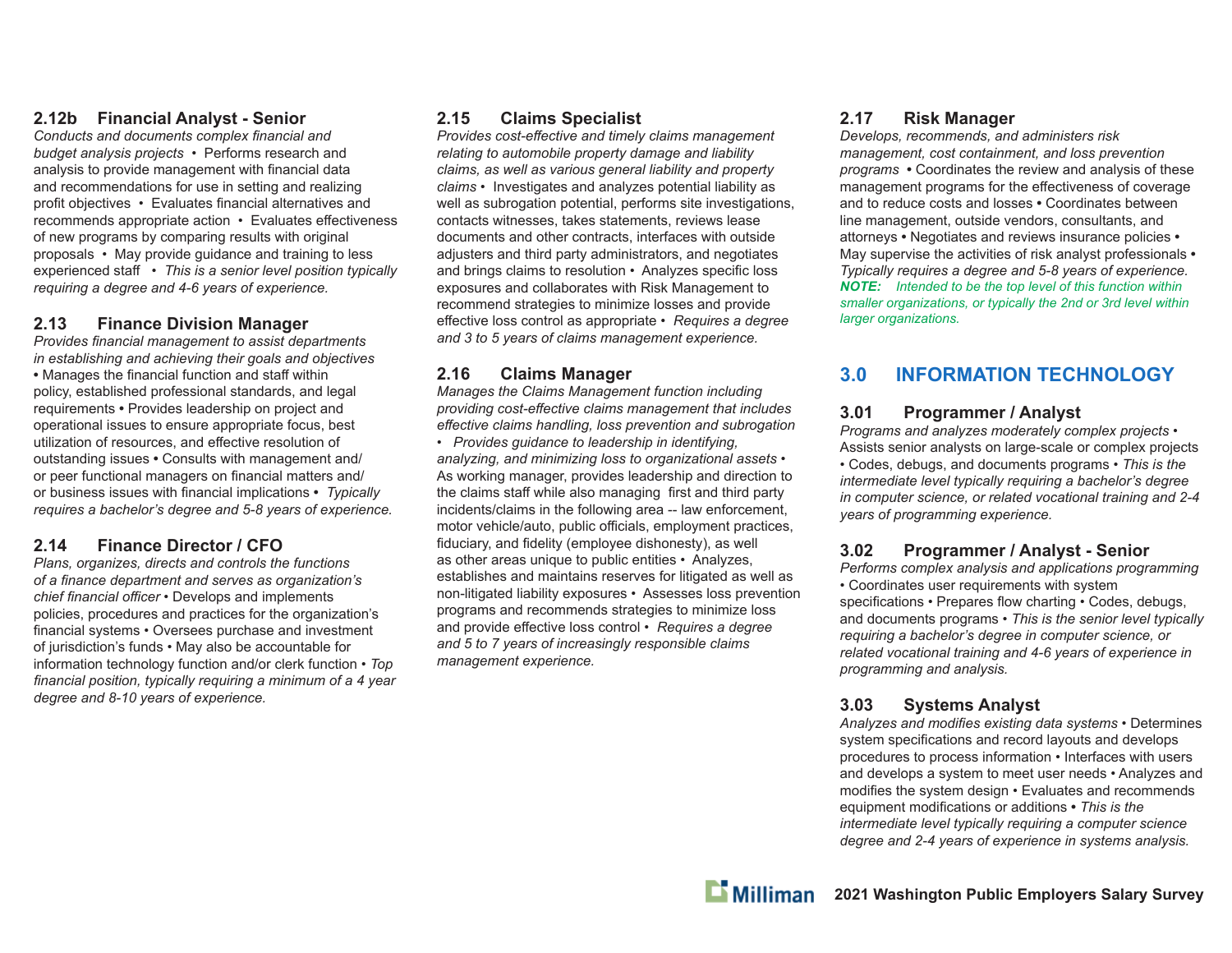### 2.12b Financial Analyst - Senior

*Conducts and documents complex financial and budget analysis projects* • Performs research and analysis to provide management with financial data and recommendations for use in setting and realizing profit objectives • Evaluates financial alternatives and recommends appropriate action • Evaluates effectiveness of new programs by comparing results with original proposals • May provide guidance and training to less experienced staff • *This is a senior level position typically requiring a degree and 4-6 years of experience.*

### 2.13 Finance Division Manager

*Provides financial management to assist departments in establishing and achieving their goals and objectives* • Manages the financial function and staff within policy, established professional standards, and legal requirements • Provides leadership on project and operational issues to ensure appropriate focus, best utilization of resources, and effective resolution of outstanding issues • Consults with management and/or peer functional managers on financial matters and/or business issues with financial implications • *Typically requires a bachelor's degree and 5-8 years of experience.*

### 2.14 Finance Director / CFO

*Plans, organizes, directs and controls the functions of a finance department and serves as organization's chief financial officer* • Develops and implements policies, procedures and practices for the organization's financial systems • Oversees purchase and investment of jurisdiction's funds • May also be accountable for information technology function and/or clerk function • *Top financial position, typically requiring a minimum of a 4 year degree and 8-10 years of experience.*

### 2.15 Claims Specialist

*Provides cost-effective and timely claims management relating to automobile property damage and liability claims, as well as various general liability and property claims* • Investigates and analyzes potential liability as well as subrogation potential, performs site investigations, contacts witnesses, takes statements, reviews lease documents and other contracts, interfaces with outside adjusters and third party administrators, and negotiates and brings claims to resolution • Analyzes specific loss exposures and collaborates with Risk Management to recommend strategies to minimize losses and provide effective loss control as appropriate • *Requires a degree and 3 to 5 years of claims management experience.*

### 2.16 Claims Manager

*Manages the Claims Management function including providing cost-effective claims management that includes effective claims handling, loss prevention and subrogation* • *Provides guidance to leadership in identifying, analyzing, and minimizing loss to organizational assets* • As working manager, provides leadership and direction to the claims staff while also managing first and third party incidents/claims in the following area -- law enforcement, motor vehicle/auto, public officials, employment practices, fiduciary, and fidelity (employee dishonesty), as well as other areas unique to public entities • Analyzes, establishes and maintains reserves for litigated as well as non-litigated liability exposures • Assesses loss prevention programs and recommends strategies to minimize loss and provide effective loss control • *Requires a degree and 5 to 7 years of increasingly responsible claims management experience.*

### 2.17 Risk Manager

*Develops, recommends, and administers risk management, cost containment, and loss prevention programs* • Coordinates the review and analysis of these management programs for the effectiveness of coverage and to reduce costs and losses • Coordinates between line management, outside vendors, consultants, and attorneys • Negotiates and reviews insurance policies • May supervise the activities of risk analyst professionals • *Typically requires a degree and 5-8 years of experience.*

***NOTE:*** *Intended to be the top level of this function within smaller organizations, or typically the 2nd or 3rd level within larger organizations.*

## 3.0 INFORMATION TECHNOLOGY

### 3.01 Programmer / Analyst

*Programs and analyzes moderately complex projects* • Assists senior analysts on large-scale or complex projects • Codes, debugs, and documents programs • *This is the intermediate level typically requiring a bachelor's degree in computer science, or related vocational training and 2-4 years of programming experience.*

### 3.02 Programmer / Analyst - Senior

*Performs complex analysis and applications programming* • Coordinates user requirements with system specifications • Prepares flow charting • Codes, debugs, and documents programs • *This is the senior level typically requiring a bachelor's degree in computer science, or related vocational training and 4-6 years of experience in programming and analysis.*

### 3.03 Systems Analyst

*Analyzes and modifies existing data systems* • Determines system specifications and record layouts and develops procedures to process information • Interfaces with users and develops a system to meet user needs • Analyzes and modifies the system design • Evaluates and recommends equipment modifications or additions • *This is the intermediate level typically requiring a computer science degree and 2-4 years of experience in systems analysis.*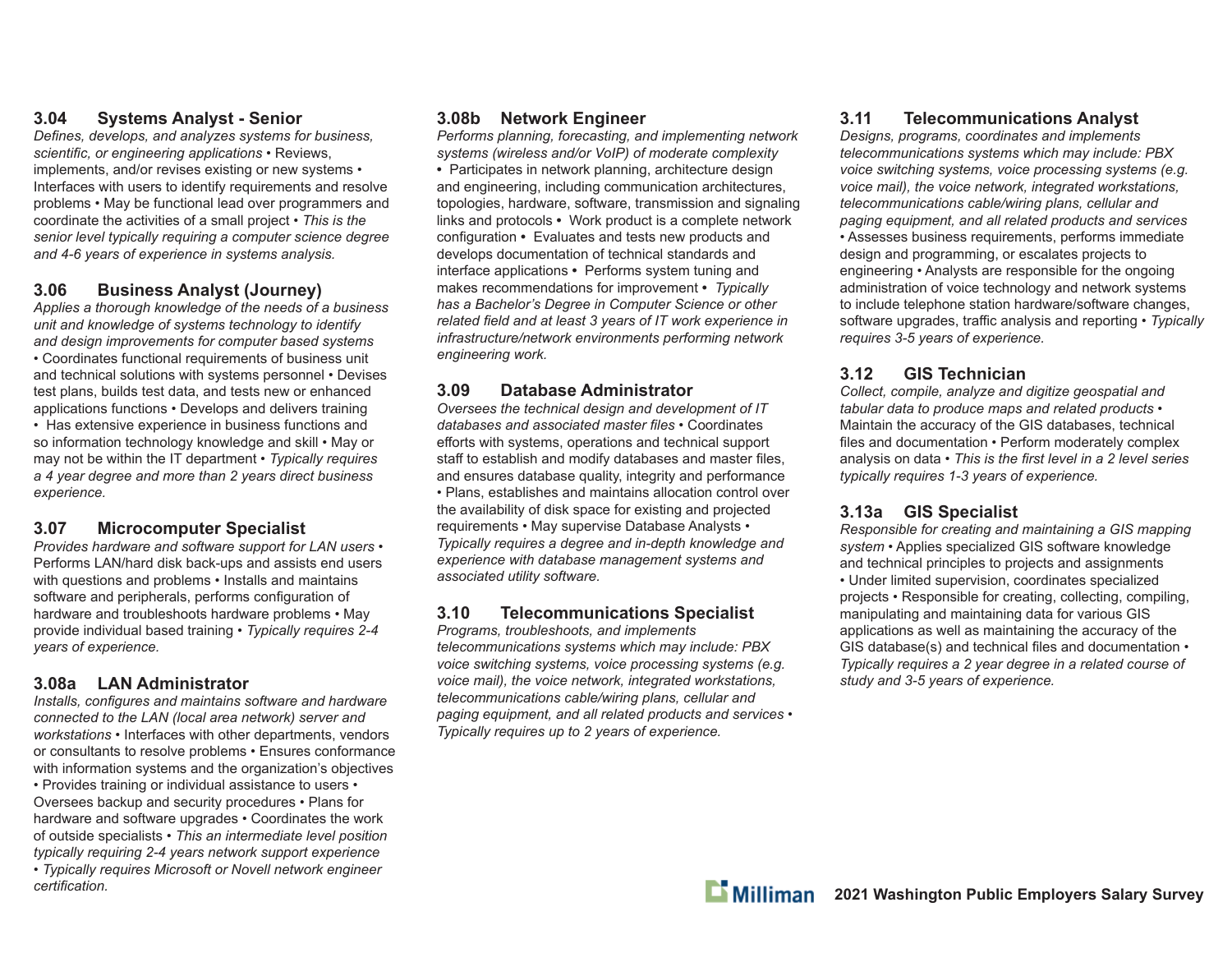### 3.04 Systems Analyst - Senior

*Defines, develops, and analyzes systems for business, scientific, or engineering applications* • Reviews, implements, and/or revises existing or new systems • Interfaces with users to identify requirements and resolve problems • May be functional lead over programmers and coordinate the activities of a small project • *This is the senior level typically requiring a computer science degree and 4-6 years of experience in systems analysis.*

### 3.06 Business Analyst (Journey)

*Applies a thorough knowledge of the needs of a business unit and knowledge of systems technology to identify and design improvements for computer based systems* • Coordinates functional requirements of business unit and technical solutions with systems personnel • Devises test plans, builds test data, and tests new or enhanced applications functions • Develops and delivers training • Has extensive experience in business functions and so information technology knowledge and skill • May or may not be within the IT department • *Typically requires a 4 year degree and more than 2 years direct business experience.*

### 3.07 Microcomputer Specialist

*Provides hardware and software support for LAN users* • Performs LAN/hard disk back-ups and assists end users with questions and problems • Installs and maintains software and peripherals, performs configuration of hardware and troubleshoots hardware problems • May provide individual based training • *Typically requires 2-4 years of experience.*

### 3.08a LAN Administrator

*Installs, configures and maintains software and hardware connected to the LAN (local area network) server and workstations* • Interfaces with other departments, vendors or consultants to resolve problems • Ensures conformance with information systems and the organization's objectives • Provides training or individual assistance to users • Oversees backup and security procedures • Plans for hardware and software upgrades • Coordinates the work of outside specialists • *This an intermediate level position typically requiring 2-4 years network support experience* • *Typically requires Microsoft or Novell network engineer certification.*

### 3.08b Network Engineer

*Performs planning, forecasting, and implementing network systems (wireless and/or VoIP) of moderate complexity* • Participates in network planning, architecture design and engineering, including communication architectures, topologies, hardware, software, transmission and signaling links and protocols • Work product is a complete network configuration • Evaluates and tests new products and develops documentation of technical standards and interface applications • Performs system tuning and makes recommendations for improvement • *Typically has a Bachelor's Degree in Computer Science or other related field and at least 3 years of IT work experience in infrastructure/network environments performing network engineering work.*

### 3.09 Database Administrator

*Oversees the technical design and development of IT databases and associated master files* • Coordinates efforts with systems, operations and technical support staff to establish and modify databases and master files, and ensures database quality, integrity and performance • Plans, establishes and maintains allocation control over the availability of disk space for existing and projected requirements • May supervise Database Analysts • *Typically requires a degree and in-depth knowledge and experience with database management systems and associated utility software.*

### 3.10 Telecommunications Specialist

*Programs, troubleshoots, and implements telecommunications systems which may include: PBX voice switching systems, voice processing systems (e.g. voice mail), the voice network, integrated workstations, telecommunications cable/wiring plans, cellular and paging equipment, and all related products and services* • *Typically requires up to 2 years of experience.*

### 3.11 Telecommunications Analyst

*Designs, programs, coordinates and implements telecommunications systems which may include: PBX voice switching systems, voice processing systems (e.g. voice mail), the voice network, integrated workstations, telecommunications cable/wiring plans, cellular and paging equipment, and all related products and services* • Assesses business requirements, performs immediate design and programming, or escalates projects to engineering • Analysts are responsible for the ongoing administration of voice technology and network systems to include telephone station hardware/software changes, software upgrades, traffic analysis and reporting • *Typically requires 3-5 years of experience.*

### 3.12 GIS Technician

*Collect, compile, analyze and digitize geospatial and tabular data to produce maps and related products* • Maintain the accuracy of the GIS databases, technical files and documentation • Perform moderately complex analysis on data • *This is the first level in a 2 level series typically requires 1-3 years of experience.*

### 3.13a GIS Specialist

*Responsible for creating and maintaining a GIS mapping system* • Applies specialized GIS software knowledge and technical principles to projects and assignments • Under limited supervision, coordinates specialized projects • Responsible for creating, collecting, compiling, manipulating and maintaining data for various GIS applications as well as maintaining the accuracy of the GIS database(s) and technical files and documentation • *Typically requires a 2 year degree in a related course of study and 3-5 years of experience.*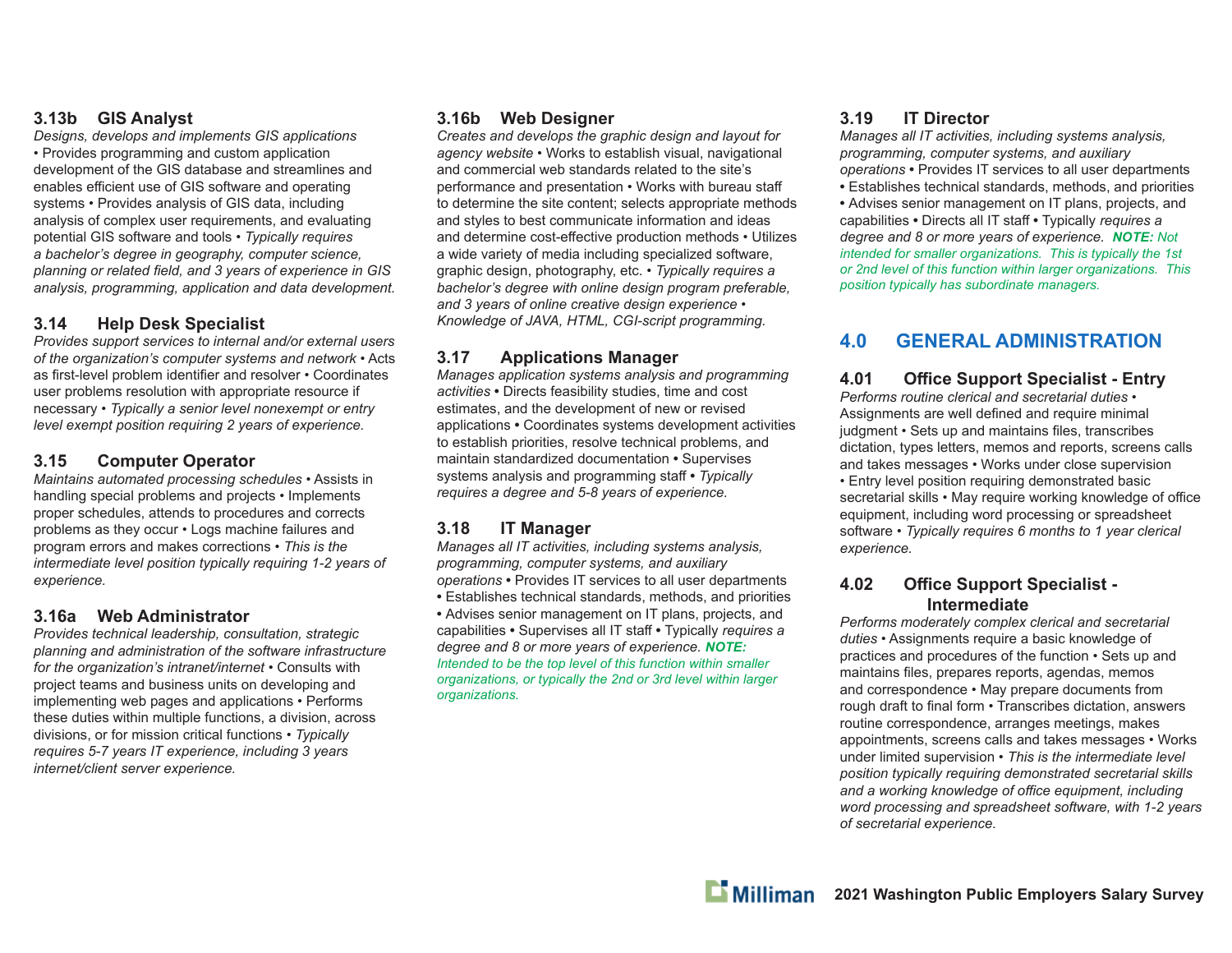### 3.13b GIS Analyst

*Designs, develops and implements GIS applications* • Provides programming and custom application development of the GIS database and streamlines and enables efficient use of GIS software and operating systems • Provides analysis of GIS data, including analysis of complex user requirements, and evaluating potential GIS software and tools • *Typically requires a bachelor's degree in geography, computer science, planning or related field, and 3 years of experience in GIS analysis, programming, application and data development.*

### 3.14 Help Desk Specialist

*Provides support services to internal and/or external users of the organization's computer systems and network* • Acts as first-level problem identifier and resolver • Coordinates user problems resolution with appropriate resource if necessary • *Typically a senior level nonexempt or entry level exempt position requiring 2 years of experience.*

### 3.15 Computer Operator

*Maintains automated processing schedules* • Assists in handling special problems and projects • Implements proper schedules, attends to procedures and corrects problems as they occur • Logs machine failures and program errors and makes corrections • *This is the intermediate level position typically requiring 1-2 years of experience.*

### 3.16a Web Administrator

*Provides technical leadership, consultation, strategic planning and administration of the software infrastructure for the organization's intranet/internet* • Consults with project teams and business units on developing and implementing web pages and applications • Performs these duties within multiple functions, a division, across divisions, or for mission critical functions • *Typically requires 5-7 years IT experience, including 3 years internet/client server experience.*

### 3.16b Web Designer

*Creates and develops the graphic design and layout for agency website* • Works to establish visual, navigational and commercial web standards related to the site's performance and presentation • Works with bureau staff to determine the site content; selects appropriate methods and styles to best communicate information and ideas and determine cost-effective production methods • Utilizes a wide variety of media including specialized software, graphic design, photography, etc. • *Typically requires a bachelor's degree with online design program preferable, and 3 years of online creative design experience • Knowledge of JAVA, HTML, CGI-script programming.*

### 3.17 Applications Manager

*Manages application systems analysis and programming activities* • Directs feasibility studies, time and cost estimates, and the development of new or revised applications • Coordinates systems development activities to establish priorities, resolve technical problems, and maintain standardized documentation • Supervises systems analysis and programming staff • *Typically requires a degree and 5-8 years of experience.*

### 3.18 IT Manager

*Manages all IT activities, including systems analysis, programming, computer systems, and auxiliary operations* • Provides IT services to all user departments • Establishes technical standards, methods, and priorities • Advises senior management on IT plans, projects, and capabilities • Supervises all IT staff • Typically *requires a degree and 8 or more years of experience.* ***NOTE:*** *Intended to be the top level of this function within smaller organizations, or typically the 2nd or 3rd level within larger organizations.*

### 3.19 IT Director

*Manages all IT activities, including systems analysis, programming, computer systems, and auxiliary operations* • Provides IT services to all user departments • Establishes technical standards, methods, and priorities • Advises senior management on IT plans, projects, and capabilities • Directs all IT staff • Typically *requires a degree and 8 or more years of experience.* ***NOTE:*** *Not intended for smaller organizations. This is typically the 1st or 2nd level of this function within larger organizations. This position typically has subordinate managers.*

## 4.0 GENERAL ADMINISTRATION

### 4.01 Office Support Specialist - Entry

*Performs routine clerical and secretarial duties* • Assignments are well defined and require minimal judgment • Sets up and maintains files, transcribes dictation, types letters, memos and reports, screens calls and takes messages • Works under close supervision • Entry level position requiring demonstrated basic secretarial skills • May require working knowledge of office equipment, including word processing or spreadsheet software • *Typically requires 6 months to 1 year clerical experience.*

### 4.02 Office Support Specialist - Intermediate

*Performs moderately complex clerical and secretarial duties* • Assignments require a basic knowledge of practices and procedures of the function • Sets up and maintains files, prepares reports, agendas, memos and correspondence • May prepare documents from rough draft to final form • Transcribes dictation, answers routine correspondence, arranges meetings, makes appointments, screens calls and takes messages • Works under limited supervision • *This is the intermediate level position typically requiring demonstrated secretarial skills and a working knowledge of office equipment, including word processing and spreadsheet software, with 1-2 years of secretarial experience.*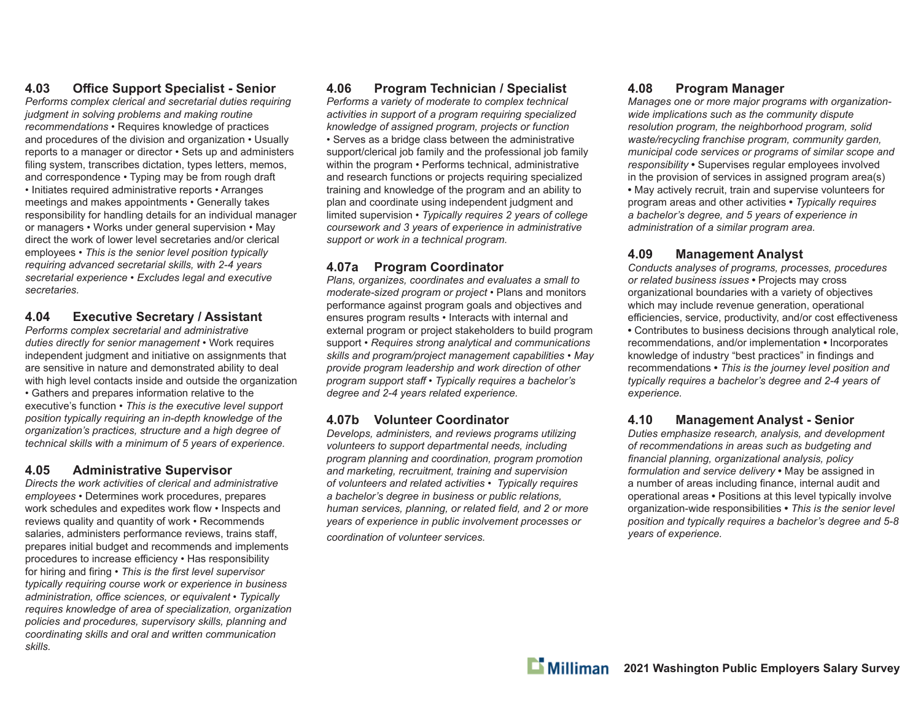### 4.03 Office Support Specialist - Senior

*Performs complex clerical and secretarial duties requiring judgment in solving problems and making routine recommendations* • Requires knowledge of practices and procedures of the division and organization • Usually reports to a manager or director • Sets up and administers filing system, transcribes dictation, types letters, memos, and correspondence • Typing may be from rough draft • Initiates required administrative reports • Arranges meetings and makes appointments • Generally takes responsibility for handling details for an individual manager or managers • Works under general supervision • May direct the work of lower level secretaries and/or clerical employees • *This is the senior level position typically requiring advanced secretarial skills, with 2-4 years secretarial experience • Excludes legal and executive secretaries.*

### 4.04 Executive Secretary / Assistant

*Performs complex secretarial and administrative duties directly for senior management* • Work requires independent judgment and initiative on assignments that are sensitive in nature and demonstrated ability to deal with high level contacts inside and outside the organization • Gathers and prepares information relative to the executive's function • *This is the executive level support position typically requiring an in-depth knowledge of the organization's practices, structure and a high degree of technical skills with a minimum of 5 years of experience.*

### 4.05 Administrative Supervisor

*Directs the work activities of clerical and administrative employees* • Determines work procedures, prepares work schedules and expedites work flow • Inspects and reviews quality and quantity of work • Recommends salaries, administers performance reviews, trains staff, prepares initial budget and recommends and implements procedures to increase efficiency • Has responsibility for hiring and firing • *This is the first level supervisor typically requiring course work or experience in business administration, office sciences, or equivalent • Typically requires knowledge of area of specialization, organization policies and procedures, supervisory skills, planning and coordinating skills and oral and written communication skills.*

### 4.06 Program Technician / Specialist

*Performs a variety of moderate to complex technical activities in support of a program requiring specialized knowledge of assigned program, projects or function* • Serves as a bridge class between the administrative support/clerical job family and the professional job family within the program • Performs technical, administrative and research functions or projects requiring specialized training and knowledge of the program and an ability to plan and coordinate using independent judgment and limited supervision • *Typically requires 2 years of college coursework and 3 years of experience in administrative support or work in a technical program.*

### 4.07a Program Coordinator

*Plans, organizes, coordinates and evaluates a small to moderate-sized program or project* • Plans and monitors performance against program goals and objectives and ensures program results • Interacts with internal and external program or project stakeholders to build program support • *Requires strong analytical and communications skills and program/project management capabilities • May provide program leadership and work direction of other program support staff • Typically requires a bachelor's degree and 2-4 years related experience.*

### 4.07b Volunteer Coordinator

*Develops, administers, and reviews programs utilizing volunteers to support departmental needs, including program planning and coordination, program promotion and marketing, recruitment, training and supervision of volunteers and related activities • Typically requires a bachelor's degree in business or public relations, human services, planning, or related field, and 2 or more years of experience in public involvement processes or coordination of volunteer services.*

### 4.08 Program Manager

*Manages one or more major programs with organization-wide implications such as the community dispute resolution program, the neighborhood program, solid waste/recycling franchise program, community garden, municipal code services or programs of similar scope and responsibility* • Supervises regular employees involved in the provision of services in assigned program area(s) • May actively recruit, train and supervise volunteers for program areas and other activities • *Typically requires a bachelor's degree, and 5 years of experience in administration of a similar program area.*

### 4.09 Management Analyst

*Conducts analyses of programs, processes, procedures or related business issues* • Projects may cross organizational boundaries with a variety of objectives which may include revenue generation, operational efficiencies, service, productivity, and/or cost effectiveness • Contributes to business decisions through analytical role, recommendations, and/or implementation • Incorporates knowledge of industry "best practices" in findings and recommendations • *This is the journey level position and typically requires a bachelor's degree and 2-4 years of experience.*

### 4.10 Management Analyst - Senior

*Duties emphasize research, analysis, and development of recommendations in areas such as budgeting and financial planning, organizational analysis, policy formulation and service delivery* • May be assigned in a number of areas including finance, internal audit and operational areas • Positions at this level typically involve organization-wide responsibilities • *This is the senior level position and typically requires a bachelor's degree and 5-8 years of experience.*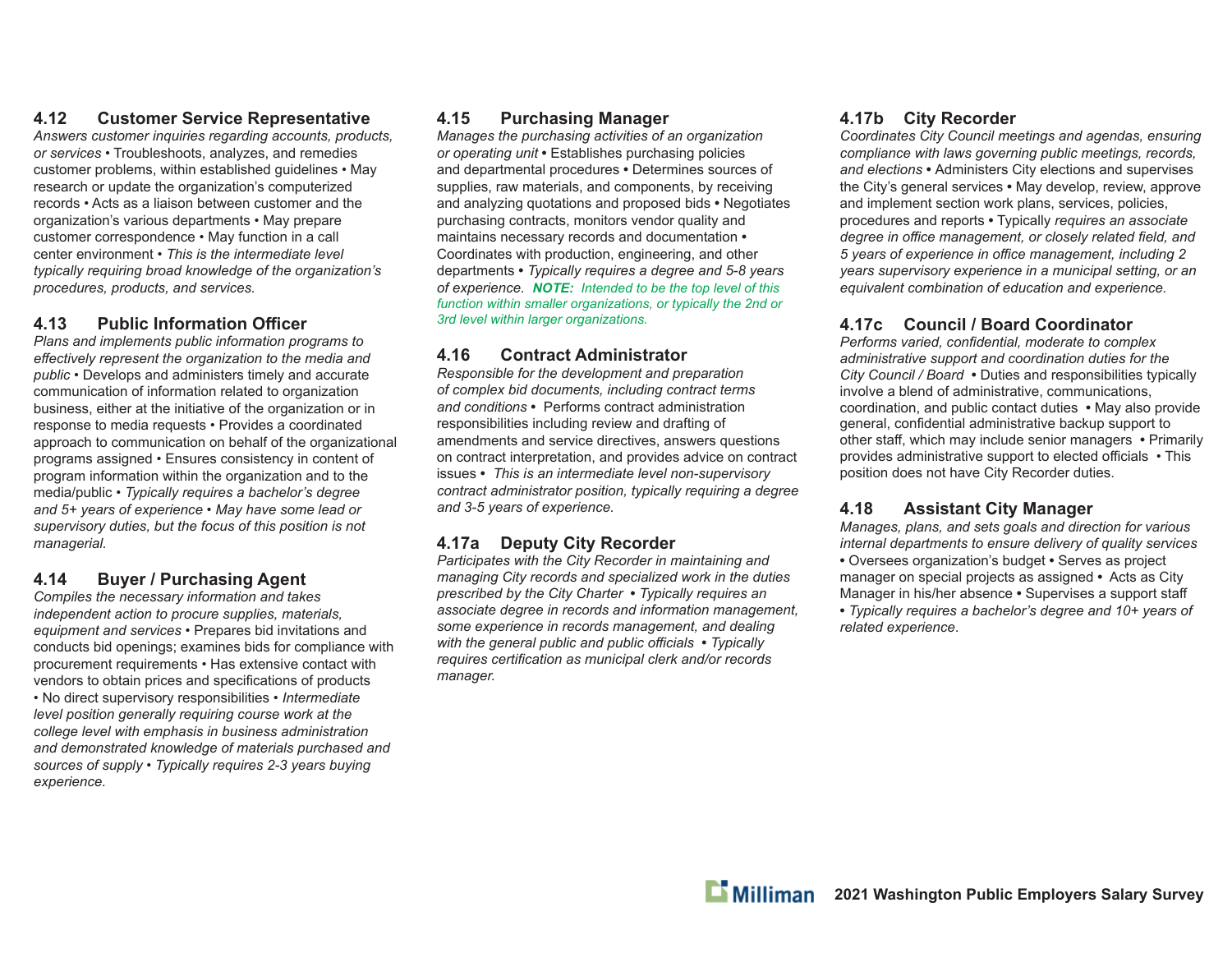### 4.12 Customer Service Representative

*Answers customer inquiries regarding accounts, products, or services* • Troubleshoots, analyzes, and remedies customer problems, within established guidelines • May research or update the organization's computerized records • Acts as a liaison between customer and the organization's various departments • May prepare customer correspondence • May function in a call center environment • *This is the intermediate level typically requiring broad knowledge of the organization's procedures, products, and services.*

### 4.13 Public Information Officer

*Plans and implements public information programs to effectively represent the organization to the media and public* • Develops and administers timely and accurate communication of information related to organization business, either at the initiative of the organization or in response to media requests • Provides a coordinated approach to communication on behalf of the organizational programs assigned • Ensures consistency in content of program information within the organization and to the media/public • *Typically requires a bachelor's degree and 5+ years of experience • May have some lead or supervisory duties, but the focus of this position is not managerial.*

### 4.14 Buyer / Purchasing Agent

*Compiles the necessary information and takes independent action to procure supplies, materials, equipment and services* • Prepares bid invitations and conducts bid openings; examines bids for compliance with procurement requirements • Has extensive contact with vendors to obtain prices and specifications of products • No direct supervisory responsibilities • *Intermediate level position generally requiring course work at the college level with emphasis in business administration and demonstrated knowledge of materials purchased and sources of supply • Typically requires 2-3 years buying experience.*

### 4.15 Purchasing Manager

*Manages the purchasing activities of an organization or operating unit* • Establishes purchasing policies and departmental procedures • Determines sources of supplies, raw materials, and components, by receiving and analyzing quotations and proposed bids • Negotiates purchasing contracts, monitors vendor quality and maintains necessary records and documentation • Coordinates with production, engineering, and other departments • *Typically requires a degree and 5-8 years of experience.* ***NOTE:*** *Intended to be the top level of this function within smaller organizations, or typically the 2nd or 3rd level within larger organizations.*

### 4.16 Contract Administrator

*Responsible for the development and preparation of complex bid documents, including contract terms and conditions* • Performs contract administration responsibilities including review and drafting of amendments and service directives, answers questions on contract interpretation, and provides advice on contract issues • *This is an intermediate level non-supervisory contract administrator position, typically requiring a degree and 3-5 years of experience.*

### 4.17a Deputy City Recorder

*Participates with the City Recorder in maintaining and managing City records and specialized work in the duties prescribed by the City Charter • Typically requires an associate degree in records and information management, some experience in records management, and dealing with the general public and public officials • Typically requires certification as municipal clerk and/or records manager.*

### 4.17b City Recorder

*Coordinates City Council meetings and agendas, ensuring compliance with laws governing public meetings, records, and elections* • Administers City elections and supervises the City's general services • May develop, review, approve and implement section work plans, services, policies, procedures and reports • Typically *requires an associate degree in office management, or closely related field, and 5 years of experience in office management, including 2 years supervisory experience in a municipal setting, or an equivalent combination of education and experience.*

### 4.17c Council / Board Coordinator

*Performs varied, confidential, moderate to complex administrative support and coordination duties for the City Council / Board* • Duties and responsibilities typically involve a blend of administrative, communications, coordination, and public contact duties • May also provide general, confidential administrative backup support to other staff, which may include senior managers • Primarily provides administrative support to elected officials • This position does not have City Recorder duties.

### 4.18 Assistant City Manager

*Manages, plans, and sets goals and direction for various internal departments to ensure delivery of quality services* • Oversees organization's budget • Serves as project manager on special projects as assigned • Acts as City Manager in his/her absence • Supervises a support staff • *Typically requires a bachelor's degree and 10+ years of related experience.*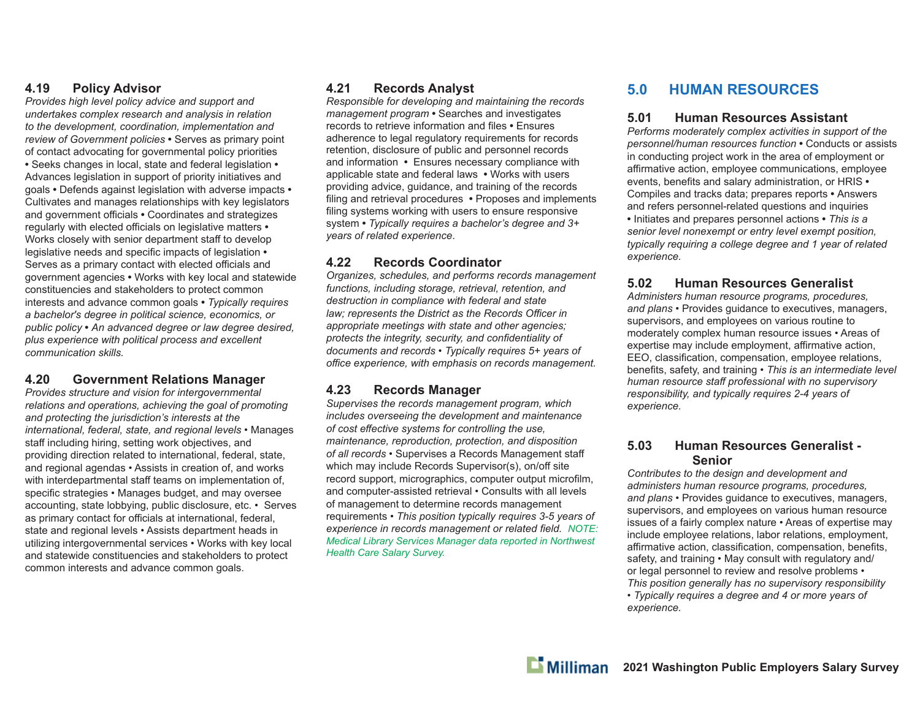### 4.19 Policy Advisor

*Provides high level policy advice and support and undertakes complex research and analysis in relation to the development, coordination, implementation and review of Government policies* • Serves as primary point of contact advocating for governmental policy priorities • Seeks changes in local, state and federal legislation • Advances legislation in support of priority initiatives and goals • Defends against legislation with adverse impacts • Cultivates and manages relationships with key legislators and government officials • Coordinates and strategizes regularly with elected officials on legislative matters • Works closely with senior department staff to develop legislative needs and specific impacts of legislation • Serves as a primary contact with elected officials and government agencies • Works with key local and statewide constituencies and stakeholders to protect common interests and advance common goals • *Typically requires a bachelor's degree in political science, economics, or public policy • An advanced degree or law degree desired, plus experience with political process and excellent communication skills.*

### 4.20 Government Relations Manager

*Provides structure and vision for intergovernmental relations and operations, achieving the goal of promoting and protecting the jurisdiction's interests at the international, federal, state, and regional levels* • Manages staff including hiring, setting work objectives, and providing direction related to international, federal, state, and regional agendas • Assists in creation of, and works with interdepartmental staff teams on implementation of, specific strategies • Manages budget, and may oversee accounting, state lobbying, public disclosure, etc. • Serves as primary contact for officials at international, federal, state and regional levels • Assists department heads in utilizing intergovernmental services • Works with key local and statewide constituencies and stakeholders to protect common interests and advance common goals.

### 4.21 Records Analyst

*Responsible for developing and maintaining the records management program* • Searches and investigates records to retrieve information and files • Ensures adherence to legal regulatory requirements for records retention, disclosure of public and personnel records and information • Ensures necessary compliance with applicable state and federal laws • Works with users providing advice, guidance, and training of the records filing and retrieval procedures • Proposes and implements filing systems working with users to ensure responsive system • *Typically requires a bachelor's degree and 3+ years of related experience.*

### 4.22 Records Coordinator

*Organizes, schedules, and performs records management functions, including storage, retrieval, retention, and destruction in compliance with federal and state law; represents the District as the Records Officer in appropriate meetings with state and other agencies; protects the integrity, security, and confidentiality of documents and records • Typically requires 5+ years of office experience, with emphasis on records management.*

### 4.23 Records Manager

*Supervises the records management program, which includes overseeing the development and maintenance of cost effective systems for controlling the use, maintenance, reproduction, protection, and disposition of all records* • Supervises a Records Management staff which may include Records Supervisor(s), on/off site record support, micrographics, computer output microfilm, and computer-assisted retrieval • Consults with all levels of management to determine records management requirements • *This position typically requires 3-5 years of experience in records management or related field. NOTE: Medical Library Services Manager data reported in Northwest Health Care Salary Survey.*

## 5.0 HUMAN RESOURCES

### 5.01 Human Resources Assistant

*Performs moderately complex activities in support of the personnel/human resources function* • Conducts or assists in conducting project work in the area of employment or affirmative action, employee communications, employee events, benefits and salary administration, or HRIS • Compiles and tracks data; prepares reports • Answers and refers personnel-related questions and inquiries • Initiates and prepares personnel actions • *This is a senior level nonexempt or entry level exempt position, typically requiring a college degree and 1 year of related experience.*

### 5.02 Human Resources Generalist

*Administers human resource programs, procedures, and plans* • Provides guidance to executives, managers, supervisors, and employees on various routine to moderately complex human resource issues • Areas of expertise may include employment, affirmative action, EEO, classification, compensation, employee relations, benefits, safety, and training • *This is an intermediate level human resource staff professional with no supervisory responsibility, and typically requires 2-4 years of experience.*

### 5.03 Human Resources Generalist - Senior

*Contributes to the design and development and administers human resource programs, procedures, and plans* • Provides guidance to executives, managers, supervisors, and employees on various human resource issues of a fairly complex nature • Areas of expertise may include employee relations, labor relations, employment, affirmative action, classification, compensation, benefits, safety, and training • May consult with regulatory and/or legal personnel to review and resolve problems • *This position generally has no supervisory responsibility • Typically requires a degree and 4 or more years of experience.*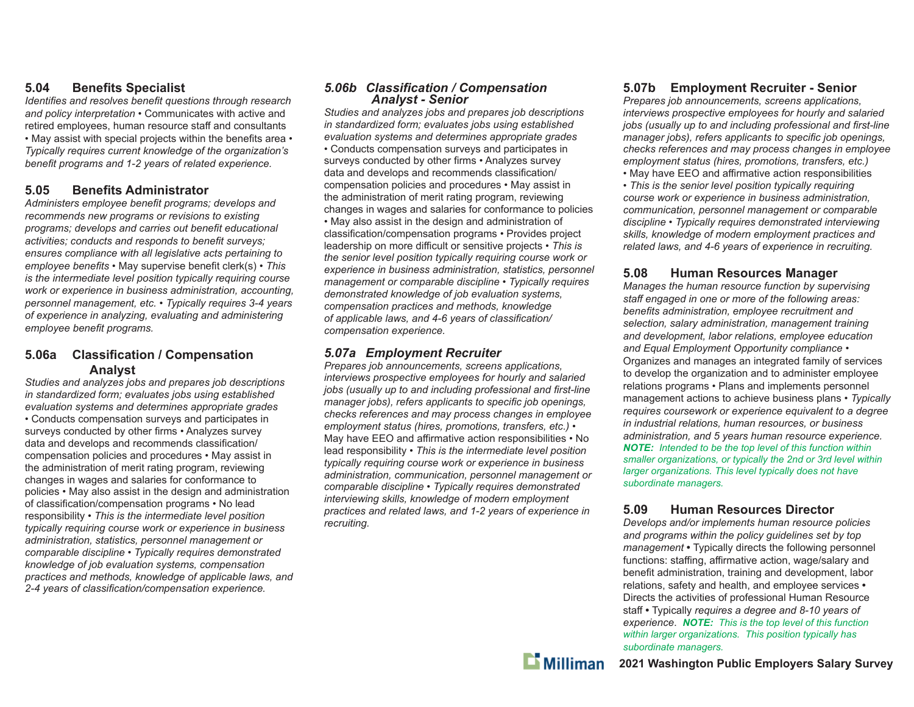### 5.04 Benefits Specialist

*Identifies and resolves benefit questions through research and policy interpretation* • Communicates with active and retired employees, human resource staff and consultants • May assist with special projects within the benefits area • *Typically requires current knowledge of the organization's benefit programs and 1-2 years of related experience.*

### 5.05 Benefits Administrator

*Administers employee benefit programs; develops and recommends new programs or revisions to existing programs; develops and carries out benefit educational activities; conducts and responds to benefit surveys; ensures compliance with all legislative acts pertaining to employee benefits* • May supervise benefit clerk(s) • *This is the intermediate level position typically requiring course work or experience in business administration, accounting, personnel management, etc.* • *Typically requires 3-4 years of experience in analyzing, evaluating and administering employee benefit programs.*

### 5.06a Classification / Compensation Analyst

*Studies and analyzes jobs and prepares job descriptions in standardized form; evaluates jobs using established evaluation systems and determines appropriate grades* • Conducts compensation surveys and participates in surveys conducted by other firms • Analyzes survey data and develops and recommends classification/compensation policies and procedures • May assist in the administration of merit rating program, reviewing changes in wages and salaries for conformance to policies • May also assist in the design and administration of classification/compensation programs • No lead responsibility • *This is the intermediate level position typically requiring course work or experience in business administration, statistics, personnel management or comparable discipline* • *Typically requires demonstrated knowledge of job evaluation systems, compensation practices and methods, knowledge of applicable laws, and 2-4 years of classification/compensation experience.*

### *5.06b Classification / Compensation Analyst - Senior*

*Studies and analyzes jobs and prepares job descriptions in standardized form; evaluates jobs using established evaluation systems and determines appropriate grades* • Conducts compensation surveys and participates in surveys conducted by other firms • Analyzes survey data and develops and recommends classification/compensation policies and procedures • May assist in the administration of merit rating program, reviewing changes in wages and salaries for conformance to policies • May also assist in the design and administration of classification/compensation programs • Provides project leadership on more difficult or sensitive projects • *This is the senior level position typically requiring course work or experience in business administration, statistics, personnel management or comparable discipline* • *Typically requires demonstrated knowledge of job evaluation systems, compensation practices and methods, knowledge of applicable laws, and 4-6 years of classification/compensation experience.*

### *5.07a Employment Recruiter*

*Prepares job announcements, screens applications, interviews prospective employees for hourly and salaried jobs (usually up to and including professional and first-line manager jobs), refers applicants to specific job openings, checks references and may process changes in employee employment status (hires, promotions, transfers, etc.)* • May have EEO and affirmative action responsibilities • No lead responsibility • *This is the intermediate level position typically requiring course work or experience in business administration, communication, personnel management or comparable discipline* • *Typically requires demonstrated interviewing skills, knowledge of modern employment practices and related laws, and 1-2 years of experience in recruiting.*

### 5.07b Employment Recruiter - Senior

*Prepares job announcements, screens applications, interviews prospective employees for hourly and salaried jobs (usually up to and including professional and first-line manager jobs), refers applicants to specific job openings, checks references and may process changes in employee employment status (hires, promotions, transfers, etc.)* • May have EEO and affirmative action responsibilities • *This is the senior level position typically requiring course work or experience in business administration, communication, personnel management or comparable discipline* • *Typically requires demonstrated interviewing skills, knowledge of modern employment practices and related laws, and 4-6 years of experience in recruiting.*

### 5.08 Human Resources Manager

*Manages the human resource function by supervising staff engaged in one or more of the following areas: benefits administration, employee recruitment and selection, salary administration, management training and development, labor relations, employee education and Equal Employment Opportunity compliance* • Organizes and manages an integrated family of services to develop the organization and to administer employee relations programs • Plans and implements personnel management actions to achieve business plans • *Typically requires coursework or experience equivalent to a degree in industrial relations, human resources, or business administration, and 5 years human resource experience.*
***NOTE:*** *Intended to be the top level of this function within smaller organizations, or typically the 2nd or 3rd level within larger organizations. This level typically does not have subordinate managers.*

### 5.09 Human Resources Director

*Develops and/or implements human resource policies and programs within the policy guidelines set by top management* **•** Typically directs the following personnel functions: staffing, affirmative action, wage/salary and benefit administration, training and development, labor relations, safety and health, and employee services **•** Directs the activities of professional Human Resource staff **•** Typically *requires a degree and 8-10 years of experience*. ***NOTE:*** *This is the top level of this function within larger organizations. This position typically has subordinate managers.*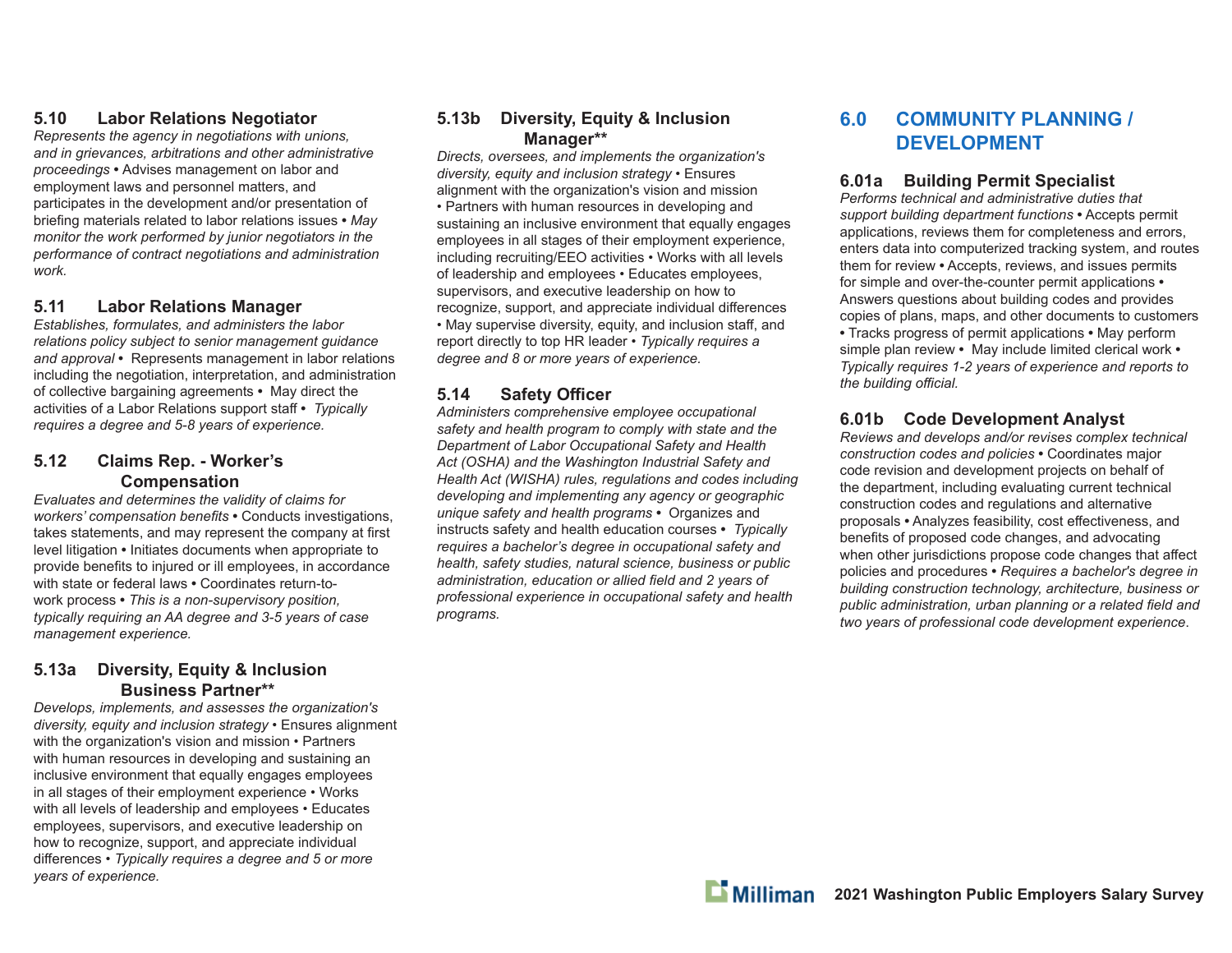### 5.10 Labor Relations Negotiator

*Represents the agency in negotiations with unions, and in grievances, arbitrations and other administrative proceedings* • Advises management on labor and employment laws and personnel matters, and participates in the development and/or presentation of briefing materials related to labor relations issues • *May monitor the work performed by junior negotiators in the performance of contract negotiations and administration work.*

### 5.11 Labor Relations Manager

*Establishes, formulates, and administers the labor relations policy subject to senior management guidance and approval* • Represents management in labor relations including the negotiation, interpretation, and administration of collective bargaining agreements • May direct the activities of a Labor Relations support staff • *Typically requires a degree and 5-8 years of experience.*

### 5.12 Claims Rep. - Worker's Compensation

*Evaluates and determines the validity of claims for workers' compensation benefits* • Conducts investigations, takes statements, and may represent the company at first level litigation • Initiates documents when appropriate to provide benefits to injured or ill employees, in accordance with state or federal laws • Coordinates return-to-work process • *This is a non-supervisory position, typically requiring an AA degree and 3-5 years of case management experience.*

### 5.13a Diversity, Equity & Inclusion Business Partner**

*Develops, implements, and assesses the organization's diversity, equity and inclusion strategy* • Ensures alignment with the organization's vision and mission • Partners with human resources in developing and sustaining an inclusive environment that equally engages employees in all stages of their employment experience • Works with all levels of leadership and employees • Educates employees, supervisors, and executive leadership on how to recognize, support, and appreciate individual differences • *Typically requires a degree and 5 or more years of experience.*

### 5.13b Diversity, Equity & Inclusion Manager**

*Directs, oversees, and implements the organization's diversity, equity and inclusion strategy* • Ensures alignment with the organization's vision and mission • Partners with human resources in developing and sustaining an inclusive environment that equally engages employees in all stages of their employment experience, including recruiting/EEO activities • Works with all levels of leadership and employees • Educates employees, supervisors, and executive leadership on how to recognize, support, and appreciate individual differences • May supervise diversity, equity, and inclusion staff, and report directly to top HR leader • *Typically requires a degree and 8 or more years of experience.*

### 5.14 Safety Officer

*Administers comprehensive employee occupational safety and health program to comply with state and the Department of Labor Occupational Safety and Health Act (OSHA) and the Washington Industrial Safety and Health Act (WISHA) rules, regulations and codes including developing and implementing any agency or geographic unique safety and health programs* • Organizes and instructs safety and health education courses • *Typically requires a bachelor's degree in occupational safety and health, safety studies, natural science, business or public administration, education or allied field and 2 years of professional experience in occupational safety and health programs.*

## 6.0 COMMUNITY PLANNING / DEVELOPMENT

### 6.01a Building Permit Specialist

*Performs technical and administrative duties that support building department functions* • Accepts permit applications, reviews them for completeness and errors, enters data into computerized tracking system, and routes them for review • Accepts, reviews, and issues permits for simple and over-the-counter permit applications • Answers questions about building codes and provides copies of plans, maps, and other documents to customers • Tracks progress of permit applications • May perform simple plan review • May include limited clerical work • *Typically requires 1-2 years of experience and reports to the building official.*

### 6.01b Code Development Analyst

*Reviews and develops and/or revises complex technical construction codes and policies* • Coordinates major code revision and development projects on behalf of the department, including evaluating current technical construction codes and regulations and alternative proposals • Analyzes feasibility, cost effectiveness, and benefits of proposed code changes, and advocating when other jurisdictions propose code changes that affect policies and procedures • *Requires a bachelor's degree in building construction technology, architecture, business or public administration, urban planning or a related field and two years of professional code development experience.*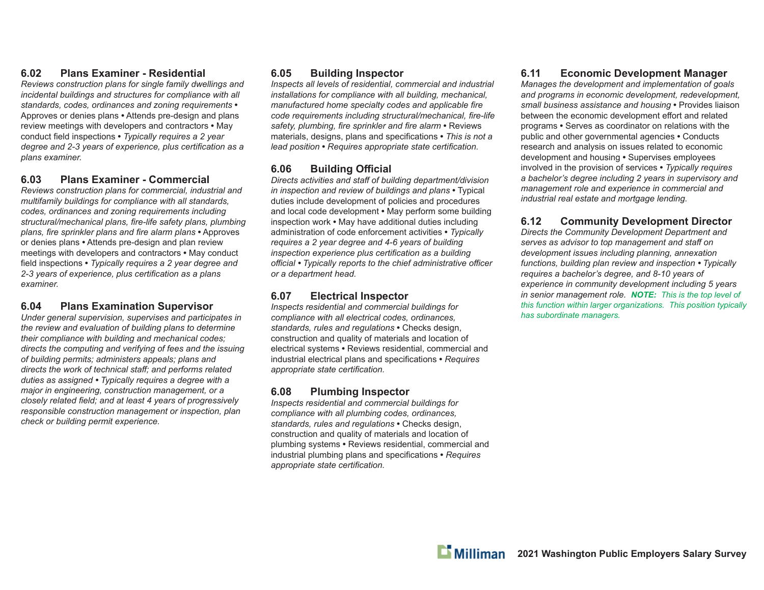### 6.02 Plans Examiner - Residential

*Reviews construction plans for single family dwellings and incidental buildings and structures for compliance with all standards, codes, ordinances and zoning requirements* • Approves or denies plans • Attends pre-design and plans review meetings with developers and contractors • May conduct field inspections • *Typically requires a 2 year degree and 2-3 years of experience, plus certification as a plans examiner.*

### 6.03 Plans Examiner - Commercial

*Reviews construction plans for commercial, industrial and multifamily buildings for compliance with all standards, codes, ordinances and zoning requirements including structural/mechanical plans, fire-life safety plans, plumbing plans, fire sprinkler plans and fire alarm plans* • Approves or denies plans • Attends pre-design and plan review meetings with developers and contractors • May conduct field inspections • *Typically requires a 2 year degree and 2-3 years of experience, plus certification as a plans examiner.*

### 6.04 Plans Examination Supervisor

*Under general supervision, supervises and participates in the review and evaluation of building plans to determine their compliance with building and mechanical codes; directs the computing and verifying of fees and the issuing of building permits; administers appeals; plans and directs the work of technical staff; and performs related duties as assigned • Typically requires a degree with a major in engineering, construction management, or a closely related field; and at least 4 years of progressively responsible construction management or inspection, plan check or building permit experience.*

### 6.05 Building Inspector

*Inspects all levels of residential, commercial and industrial installations for compliance with all building, mechanical, manufactured home specialty codes and applicable fire code requirements including structural/mechanical, fire-life safety, plumbing, fire sprinkler and fire alarm* • Reviews materials, designs, plans and specifications • *This is not a lead position • Requires appropriate state certification.*

### 6.06 Building Official

*Directs activities and staff of building department/division in inspection and review of buildings and plans* • Typical duties include development of policies and procedures and local code development • May perform some building inspection work • May have additional duties including administration of code enforcement activities • *Typically requires a 2 year degree and 4-6 years of building inspection experience plus certification as a building official • Typically reports to the chief administrative officer or a department head.*

### 6.07 Electrical Inspector

*Inspects residential and commercial buildings for compliance with all electrical codes, ordinances, standards, rules and regulations* • Checks design, construction and quality of materials and location of electrical systems • Reviews residential, commercial and industrial electrical plans and specifications • *Requires appropriate state certification.*

### 6.08 Plumbing Inspector

*Inspects residential and commercial buildings for compliance with all plumbing codes, ordinances, standards, rules and regulations* • Checks design, construction and quality of materials and location of plumbing systems • Reviews residential, commercial and industrial plumbing plans and specifications • *Requires appropriate state certification.*

### 6.11 Economic Development Manager

*Manages the development and implementation of goals and programs in economic development, redevelopment, small business assistance and housing* • Provides liaison between the economic development effort and related programs • Serves as coordinator on relations with the public and other governmental agencies • Conducts research and analysis on issues related to economic development and housing • Supervises employees involved in the provision of services • *Typically requires a bachelor's degree including 2 years in supervisory and management role and experience in commercial and industrial real estate and mortgage lending.*

### 6.12 Community Development Director

*Directs the Community Development Department and serves as advisor to top management and staff on development issues including planning, annexation functions, building plan review and inspection • Typically requires a bachelor's degree, and 8-10 years of experience in community development including 5 years in senior management role.* ***NOTE:*** *This is the top level of this function within larger organizations. This position typically has subordinate managers.*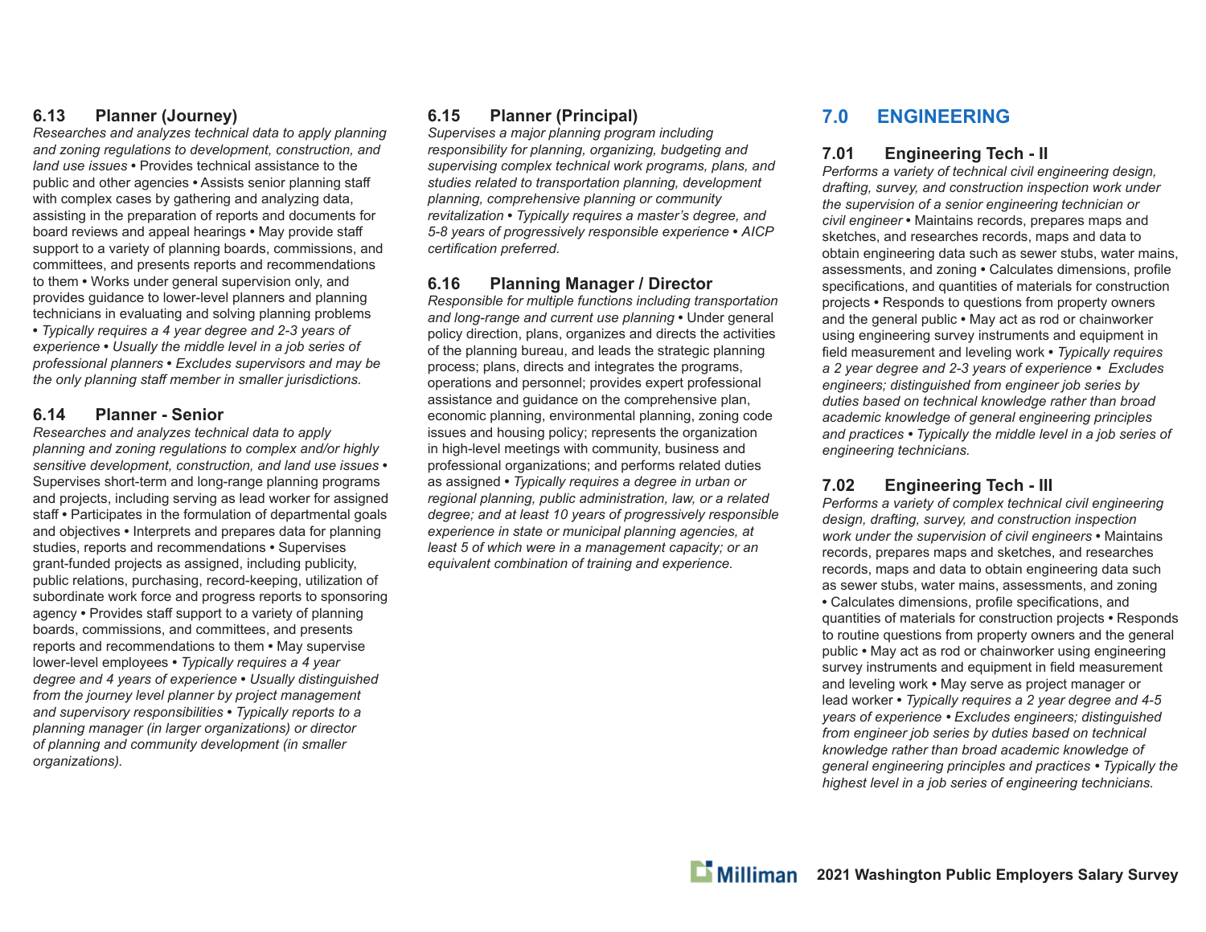### 6.13 Planner (Journey)

*Researches and analyzes technical data to apply planning and zoning regulations to development, construction, and land use issues* • Provides technical assistance to the public and other agencies • Assists senior planning staff with complex cases by gathering and analyzing data, assisting in the preparation of reports and documents for board reviews and appeal hearings • May provide staff support to a variety of planning boards, commissions, and committees, and presents reports and recommendations to them • Works under general supervision only, and provides guidance to lower-level planners and planning technicians in evaluating and solving planning problems • *Typically requires a 4 year degree and 2-3 years of experience • Usually the middle level in a job series of professional planners • Excludes supervisors and may be the only planning staff member in smaller jurisdictions.*

### 6.14 Planner - Senior

*Researches and analyzes technical data to apply planning and zoning regulations to complex and/or highly sensitive development, construction, and land use issues* • Supervises short-term and long-range planning programs and projects, including serving as lead worker for assigned staff • Participates in the formulation of departmental goals and objectives • Interprets and prepares data for planning studies, reports and recommendations • Supervises grant-funded projects as assigned, including publicity, public relations, purchasing, record-keeping, utilization of subordinate work force and progress reports to sponsoring agency • Provides staff support to a variety of planning boards, commissions, and committees, and presents reports and recommendations to them • May supervise lower-level employees • *Typically requires a 4 year degree and 4 years of experience • Usually distinguished from the journey level planner by project management and supervisory responsibilities • Typically reports to a planning manager (in larger organizations) or director of planning and community development (in smaller organizations).*

### 6.15 Planner (Principal)

*Supervises a major planning program including responsibility for planning, organizing, budgeting and supervising complex technical work programs, plans, and studies related to transportation planning, development planning, comprehensive planning or community revitalization • Typically requires a master's degree, and 5-8 years of progressively responsible experience • AICP certification preferred.*

### 6.16 Planning Manager / Director

*Responsible for multiple functions including transportation and long-range and current use planning* • Under general policy direction, plans, organizes and directs the activities of the planning bureau, and leads the strategic planning process; plans, directs and integrates the programs, operations and personnel; provides expert professional assistance and guidance on the comprehensive plan, economic planning, environmental planning, zoning code issues and housing policy; represents the organization in high-level meetings with community, business and professional organizations; and performs related duties as assigned • *Typically requires a degree in urban or regional planning, public administration, law, or a related degree; and at least 10 years of progressively responsible experience in state or municipal planning agencies, at least 5 of which were in a management capacity; or an equivalent combination of training and experience.*

## 7.0 ENGINEERING

### 7.01 Engineering Tech - II

*Performs a variety of technical civil engineering design, drafting, survey, and construction inspection work under the supervision of a senior engineering technician or civil engineer* • Maintains records, prepares maps and sketches, and researches records, maps and data to obtain engineering data such as sewer stubs, water mains, assessments, and zoning • Calculates dimensions, profile specifications, and quantities of materials for construction projects • Responds to questions from property owners and the general public • May act as rod or chainworker using engineering survey instruments and equipment in field measurement and leveling work • *Typically requires a 2 year degree and 2-3 years of experience • Excludes engineers; distinguished from engineer job series by duties based on technical knowledge rather than broad academic knowledge of general engineering principles and practices • Typically the middle level in a job series of engineering technicians.*

### 7.02 Engineering Tech - III

*Performs a variety of complex technical civil engineering design, drafting, survey, and construction inspection work under the supervision of civil engineers* • Maintains records, prepares maps and sketches, and researches records, maps and data to obtain engineering data such as sewer stubs, water mains, assessments, and zoning • Calculates dimensions, profile specifications, and quantities of materials for construction projects • Responds to routine questions from property owners and the general public • May act as rod or chainworker using engineering survey instruments and equipment in field measurement and leveling work • May serve as project manager or lead worker • *Typically requires a 2 year degree and 4-5 years of experience • Excludes engineers; distinguished from engineer job series by duties based on technical knowledge rather than broad academic knowledge of general engineering principles and practices • Typically the highest level in a job series of engineering technicians.*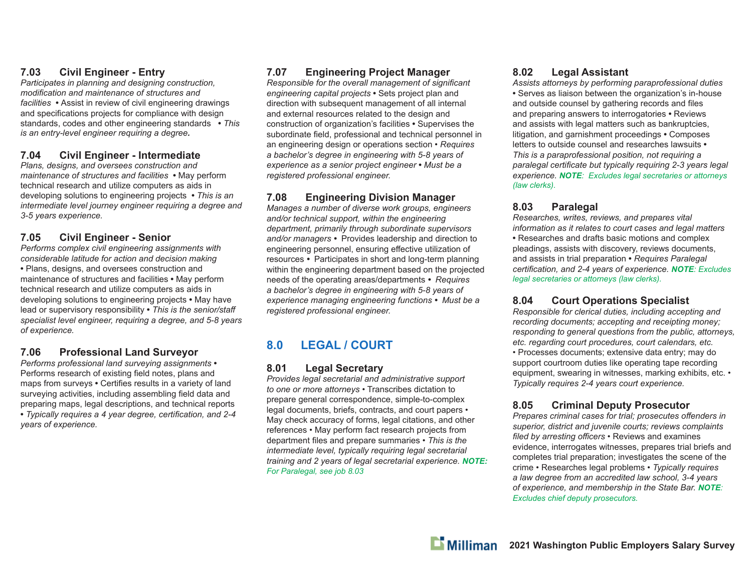### 7.03 Civil Engineer - Entry

*Participates in planning and designing construction, modification and maintenance of structures and facilities* • Assist in review of civil engineering drawings and specifications projects for compliance with design standards, codes and other engineering standards • *This is an entry-level engineer requiring a degree.*

### 7.04 Civil Engineer - Intermediate

*Plans, designs, and oversees construction and maintenance of structures and facilities* • May perform technical research and utilize computers as aids in developing solutions to engineering projects • *This is an intermediate level journey engineer requiring a degree and 3-5 years experience.*

### 7.05 Civil Engineer - Senior

*Performs complex civil engineering assignments with considerable latitude for action and decision making* • Plans, designs, and oversees construction and maintenance of structures and facilities • May perform technical research and utilize computers as aids in developing solutions to engineering projects • May have lead or supervisory responsibility • *This is the senior/staff specialist level engineer, requiring a degree, and 5-8 years of experience.*

### 7.06 Professional Land Surveyor

*Performs professional land surveying assignments* • Performs research of existing field notes, plans and maps from surveys • Certifies results in a variety of land surveying activities, including assembling field data and preparing maps, legal descriptions, and technical reports • *Typically requires a 4 year degree, certification, and 2-4 years of experience.*

### 7.07 Engineering Project Manager

*Responsible for the overall management of significant engineering capital projects* • Sets project plan and direction with subsequent management of all internal and external resources related to the design and construction of organization's facilities • Supervises the subordinate field, professional and technical personnel in an engineering design or operations section • *Requires a bachelor's degree in engineering with 5-8 years of experience as a senior project engineer* • *Must be a registered professional engineer.*

### 7.08 Engineering Division Manager

*Manages a number of diverse work groups, engineers and/or technical support, within the engineering department, primarily through subordinate supervisors and/or managers* • Provides leadership and direction to engineering personnel, ensuring effective utilization of resources • Participates in short and long-term planning within the engineering department based on the projected needs of the operating areas/departments • *Requires a bachelor's degree in engineering with 5-8 years of experience managing engineering functions* • *Must be a registered professional engineer.*

## 8.0 LEGAL / COURT

### 8.01 Legal Secretary

*Provides legal secretarial and administrative support to one or more attorneys* • Transcribes dictation to prepare general correspondence, simple-to-complex legal documents, briefs, contracts, and court papers • May check accuracy of forms, legal citations, and other references • May perform fact research projects from department files and prepare summaries • *This is the intermediate level, typically requiring legal secretarial training and 2 years of legal secretarial experience.* ***NOTE:*** *For Paralegal, see job 8.03*

### 8.02 Legal Assistant

*Assists attorneys by performing paraprofessional duties* • Serves as liaison between the organization's in-house and outside counsel by gathering records and files and preparing answers to interrogatories • Reviews and assists with legal matters such as bankruptcies, litigation, and garnishment proceedings • Composes letters to outside counsel and researches lawsuits • *This is a paraprofessional position, not requiring a paralegal certificate but typically requiring 2-3 years legal experience.* ***NOTE****: Excludes legal secretaries or attorneys (law clerks).*

### 8.03 Paralegal

*Researches, writes, reviews, and prepares vital information as it relates to court cases and legal matters* • Researches and drafts basic motions and complex pleadings, assists with discovery, reviews documents, and assists in trial preparation • *Requires Paralegal certification, and 2-4 years of experience.* ***NOTE****: Excludes legal secretaries or attorneys (law clerks).*

### 8.04 Court Operations Specialist

*Responsible for clerical duties, including accepting and recording documents; accepting and receipting money; responding to general questions from the public, attorneys, etc. regarding court procedures, court calendars, etc.* • Processes documents; extensive data entry; may do support courtroom duties like operating tape recording equipment, swearing in witnesses, marking exhibits, etc. • *Typically requires 2-4 years court experience.*

### 8.05 Criminal Deputy Prosecutor

*Prepares criminal cases for trial; prosecutes offenders in superior, district and juvenile courts; reviews complaints filed by arresting officers* • Reviews and examines evidence, interrogates witnesses, prepares trial briefs and completes trial preparation; investigates the scene of the crime • Researches legal problems • *Typically requires a law degree from an accredited law school, 3-4 years of experience, and membership in the State Bar.* ***NOTE****: Excludes chief deputy prosecutors.*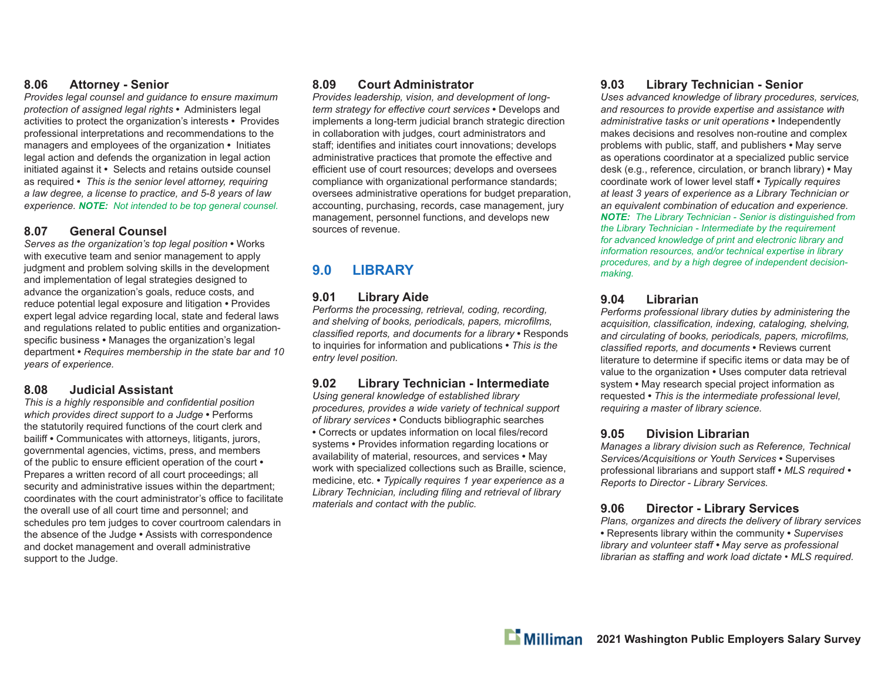### 8.06 Attorney - Senior

*Provides legal counsel and guidance to ensure maximum protection of assigned legal rights* • Administers legal activities to protect the organization's interests • Provides professional interpretations and recommendations to the managers and employees of the organization • Initiates legal action and defends the organization in legal action initiated against it • Selects and retains outside counsel as required • *This is the senior level attorney, requiring a law degree, a license to practice, and 5-8 years of law experience.* ***NOTE:*** *Not intended to be top general counsel.*

### 8.07 General Counsel

*Serves as the organization's top legal position* • Works with executive team and senior management to apply judgment and problem solving skills in the development and implementation of legal strategies designed to advance the organization's goals, reduce costs, and reduce potential legal exposure and litigation • Provides expert legal advice regarding local, state and federal laws and regulations related to public entities and organization-specific business • Manages the organization's legal department • *Requires membership in the state bar and 10 years of experience.*

### 8.08 Judicial Assistant

*This is a highly responsible and confidential position which provides direct support to a Judge* • Performs the statutorily required functions of the court clerk and bailiff • Communicates with attorneys, litigants, jurors, governmental agencies, victims, press, and members of the public to ensure efficient operation of the court • Prepares a written record of all court proceedings; all security and administrative issues within the department; coordinates with the court administrator's office to facilitate the overall use of all court time and personnel; and schedules pro tem judges to cover courtroom calendars in the absence of the Judge • Assists with correspondence and docket management and overall administrative support to the Judge.

### 8.09 Court Administrator

*Provides leadership, vision, and development of long-term strategy for effective court services* • Develops and implements a long-term judicial branch strategic direction in collaboration with judges, court administrators and staff; identifies and initiates court innovations; develops administrative practices that promote the effective and efficient use of court resources; develops and oversees compliance with organizational performance standards; oversees administrative operations for budget preparation, accounting, purchasing, records, case management, jury management, personnel functions, and develops new sources of revenue.

## 9.0 LIBRARY

### 9.01 Library Aide

*Performs the processing, retrieval, coding, recording, and shelving of books, periodicals, papers, microfilms, classified reports, and documents for a library* • Responds to inquiries for information and publications • *This is the entry level position.*

### 9.02 Library Technician - Intermediate

*Using general knowledge of established library procedures, provides a wide variety of technical support of library services* • Conducts bibliographic searches • Corrects or updates information on local files/record systems • Provides information regarding locations or availability of material, resources, and services • May work with specialized collections such as Braille, science, medicine, etc. • *Typically requires 1 year experience as a Library Technician, including filing and retrieval of library materials and contact with the public.*

### 9.03 Library Technician - Senior

*Uses advanced knowledge of library procedures, services, and resources to provide expertise and assistance with administrative tasks or unit operations* • Independently makes decisions and resolves non-routine and complex problems with public, staff, and publishers • May serve as operations coordinator at a specialized public service desk (e.g., reference, circulation, or branch library) • May coordinate work of lower level staff • *Typically requires at least 3 years of experience as a Library Technician or an equivalent combination of education and experience.* ***NOTE:*** *The Library Technician - Senior is distinguished from the Library Technician - Intermediate by the requirement for advanced knowledge of print and electronic library and information resources, and/or technical expertise in library procedures, and by a high degree of independent decision-making.*

### 9.04 Librarian

*Performs professional library duties by administering the acquisition, classification, indexing, cataloging, shelving, and circulating of books, periodicals, papers, microfilms, classified reports, and documents* • Reviews current literature to determine if specific items or data may be of value to the organization • Uses computer data retrieval system • May research special project information as requested • *This is the intermediate professional level, requiring a master of library science.*

### 9.05 Division Librarian

*Manages a library division such as Reference, Technical Services/Acquisitions or Youth Services* • Supervises professional librarians and support staff • *MLS required* • *Reports to Director - Library Services.*

### 9.06 Director - Library Services

*Plans, organizes and directs the delivery of library services* • Represents library within the community • *Supervises library and volunteer staff • May serve as professional librarian as staffing and work load dictate • MLS required.*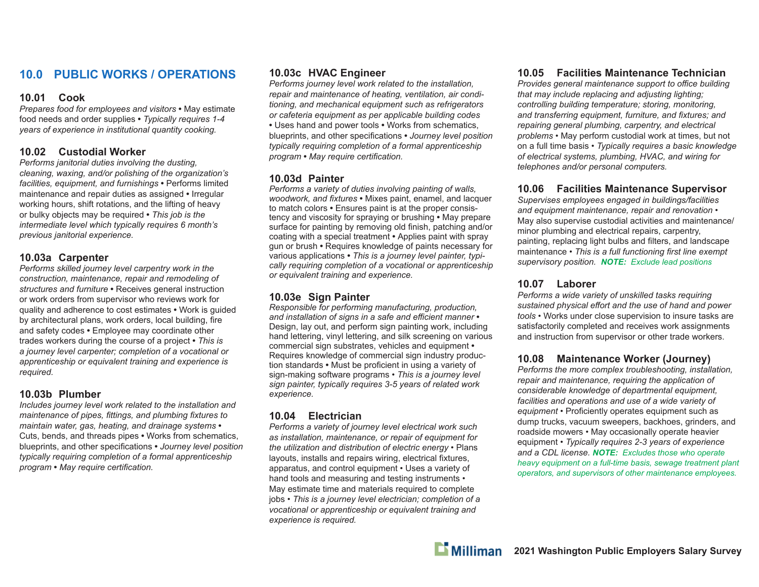# 10.0 PUBLIC WORKS / OPERATIONS

### 10.01 Cook

*Prepares food for employees and visitors* • May estimate food needs and order supplies • *Typically requires 1-4 years of experience in institutional quantity cooking.*

### 10.02 Custodial Worker

*Performs janitorial duties involving the dusting, cleaning, waxing, and/or polishing of the organization's facilities, equipment, and furnishings* • Performs limited maintenance and repair duties as assigned • Irregular working hours, shift rotations, and the lifting of heavy or bulky objects may be required • *This job is the intermediate level which typically requires 6 month's previous janitorial experience.*

### 10.03a Carpenter

*Performs skilled journey level carpentry work in the construction, maintenance, repair and remodeling of structures and furniture* • Receives general instruction or work orders from supervisor who reviews work for quality and adherence to cost estimates • Work is guided by architectural plans, work orders, local building, fire and safety codes • Employee may coordinate other trades workers during the course of a project • *This is a journey level carpenter; completion of a vocational or apprenticeship or equivalent training and experience is required.*

### 10.03b Plumber

*Includes journey level work related to the installation and maintenance of pipes, fittings, and plumbing fixtures to maintain water, gas, heating, and drainage systems* • Cuts, bends, and threads pipes • Works from schematics, blueprints, and other specifications • *Journey level position typically requiring completion of a formal apprenticeship program • May require certification.*

### 10.03c HVAC Engineer

*Performs journey level work related to the installation, repair and maintenance of heating, ventilation, air conditioning, and mechanical equipment such as refrigerators or cafeteria equipment as per applicable building codes* • Uses hand and power tools • Works from schematics, blueprints, and other specifications • *Journey level position typically requiring completion of a formal apprenticeship program • May require certification.*

### 10.03d Painter

*Performs a variety of duties involving painting of walls, woodwork, and fixtures* • Mixes paint, enamel, and lacquer to match colors • Ensures paint is at the proper consistency and viscosity for spraying or brushing • May prepare surface for painting by removing old finish, patching and/or coating with a special treatment • Applies paint with spray gun or brush • Requires knowledge of paints necessary for various applications • *This is a journey level painter, typically requiring completion of a vocational or apprenticeship or equivalent training and experience.*

### 10.03e Sign Painter

*Responsible for performing manufacturing, production, and installation of signs in a safe and efficient manner* • Design, lay out, and perform sign painting work, including hand lettering, vinyl lettering, and silk screening on various commercial sign substrates, vehicles and equipment • Requires knowledge of commercial sign industry production standards • Must be proficient in using a variety of sign-making software programs • *This is a journey level sign painter, typically requires 3-5 years of related work experience.*

### 10.04 Electrician

*Performs a variety of journey level electrical work such as installation, maintenance, or repair of equipment for the utilization and distribution of electric energy* • Plans layouts, installs and repairs wiring, electrical fixtures, apparatus, and control equipment • Uses a variety of hand tools and measuring and testing instruments • May estimate time and materials required to complete jobs • *This is a journey level electrician; completion of a vocational or apprenticeship or equivalent training and experience is required.*

### 10.05 Facilities Maintenance Technician

*Provides general maintenance support to office building that may include replacing and adjusting lighting; controlling building temperature; storing, monitoring, and transferring equipment, furniture, and fixtures; and repairing general plumbing, carpentry, and electrical problems* • May perform custodial work at times, but not on a full time basis • *Typically requires a basic knowledge of electrical systems, plumbing, HVAC, and wiring for telephones and/or personal computers.*

### 10.06 Facilities Maintenance Supervisor

*Supervises employees engaged in buildings/facilities and equipment maintenance, repair and renovation* • May also supervise custodial activities and maintenance/minor plumbing and electrical repairs, carpentry, painting, replacing light bulbs and filters, and landscape maintenance • *This is a full functioning first line exempt supervisory position.* ***NOTE:*** *Exclude lead positions*

### 10.07 Laborer

*Performs a wide variety of unskilled tasks requiring sustained physical effort and the use of hand and power tools* • Works under close supervision to insure tasks are satisfactorily completed and receives work assignments and instruction from supervisor or other trade workers.

### 10.08 Maintenance Worker (Journey)

*Performs the more complex troubleshooting, installation, repair and maintenance, requiring the application of considerable knowledge of departmental equipment, facilities and operations and use of a wide variety of equipment* • Proficiently operates equipment such as dump trucks, vacuum sweepers, backhoes, grinders, and roadside mowers • May occasionally operate heavier equipment • *Typically requires 2-3 years of experience and a CDL license.* ***NOTE:*** *Excludes those who operate heavy equipment on a full-time basis, sewage treatment plant operators, and supervisors of other maintenance employees.*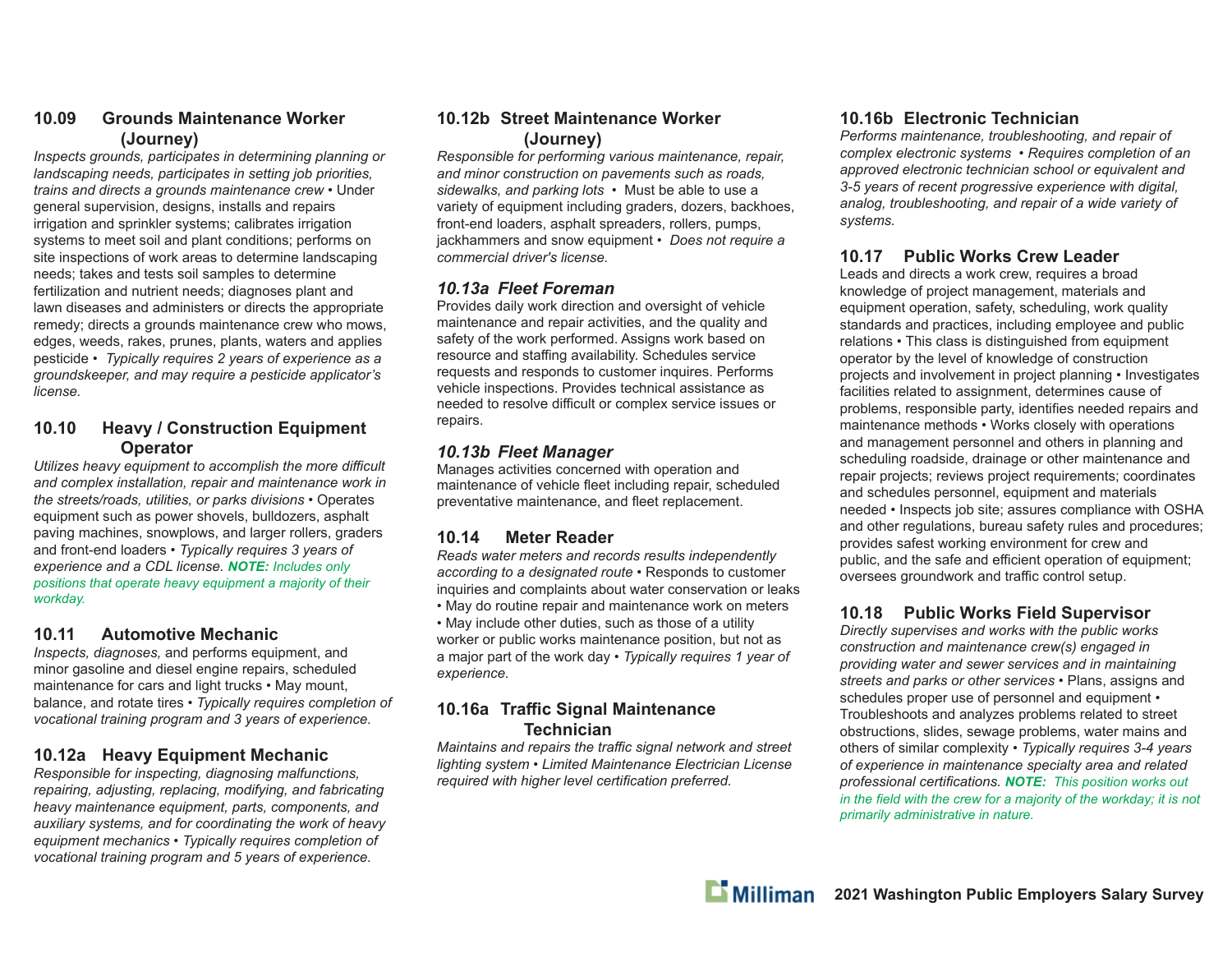### 10.09 Grounds Maintenance Worker (Journey)

*Inspects grounds, participates in determining planning or landscaping needs, participates in setting job priorities, trains and directs a grounds maintenance crew* • Under general supervision, designs, installs and repairs irrigation and sprinkler systems; calibrates irrigation systems to meet soil and plant conditions; performs on site inspections of work areas to determine landscaping needs; takes and tests soil samples to determine fertilization and nutrient needs; diagnoses plant and lawn diseases and administers or directs the appropriate remedy; directs a grounds maintenance crew who mows, edges, weeds, rakes, prunes, plants, waters and applies pesticide • *Typically requires 2 years of experience as a groundskeeper, and may require a pesticide applicator's license.*

### 10.10 Heavy / Construction Equipment Operator

*Utilizes heavy equipment to accomplish the more difficult and complex installation, repair and maintenance work in the streets/roads, utilities, or parks divisions* • Operates equipment such as power shovels, bulldozers, asphalt paving machines, snowplows, and larger rollers, graders and front-end loaders • *Typically requires 3 years of experience and a CDL license.* ***NOTE:*** *Includes only positions that operate heavy equipment a majority of their workday.*

### 10.11 Automotive Mechanic

*Inspects, diagnoses,* and performs equipment, and minor gasoline and diesel engine repairs, scheduled maintenance for cars and light trucks • May mount, balance, and rotate tires • *Typically requires completion of vocational training program and 3 years of experience.*

### 10.12a Heavy Equipment Mechanic

*Responsible for inspecting, diagnosing malfunctions, repairing, adjusting, replacing, modifying, and fabricating heavy maintenance equipment, parts, components, and auxiliary systems, and for coordinating the work of heavy equipment mechanics • Typically requires completion of vocational training program and 5 years of experience.*

### 10.12b Street Maintenance Worker (Journey)

*Responsible for performing various maintenance, repair, and minor construction on pavements such as roads, sidewalks, and parking lots* • Must be able to use a variety of equipment including graders, dozers, backhoes, front-end loaders, asphalt spreaders, rollers, pumps, jackhammers and snow equipment • *Does not require a commercial driver's license.*

### *10.13a Fleet Foreman*

Provides daily work direction and oversight of vehicle maintenance and repair activities, and the quality and safety of the work performed. Assigns work based on resource and staffing availability. Schedules service requests and responds to customer inquires. Performs vehicle inspections. Provides technical assistance as needed to resolve difficult or complex service issues or repairs.

### *10.13b Fleet Manager*

Manages activities concerned with operation and maintenance of vehicle fleet including repair, scheduled preventative maintenance, and fleet replacement.

### 10.14 Meter Reader

*Reads water meters and records results independently according to a designated route* • Responds to customer inquiries and complaints about water conservation or leaks • May do routine repair and maintenance work on meters • May include other duties, such as those of a utility worker or public works maintenance position, but not as a major part of the work day • *Typically requires 1 year of experience.*

### 10.16a Traffic Signal Maintenance Technician

*Maintains and repairs the traffic signal network and street lighting system • Limited Maintenance Electrician License required with higher level certification preferred.*

### 10.16b Electronic Technician

*Performs maintenance, troubleshooting, and repair of complex electronic systems • Requires completion of an approved electronic technician school or equivalent and 3-5 years of recent progressive experience with digital, analog, troubleshooting, and repair of a wide variety of systems.*

### 10.17 Public Works Crew Leader

Leads and directs a work crew, requires a broad knowledge of project management, materials and equipment operation, safety, scheduling, work quality standards and practices, including employee and public relations • This class is distinguished from equipment operator by the level of knowledge of construction projects and involvement in project planning • Investigates facilities related to assignment, determines cause of problems, responsible party, identifies needed repairs and maintenance methods • Works closely with operations and management personnel and others in planning and scheduling roadside, drainage or other maintenance and repair projects; reviews project requirements; coordinates and schedules personnel, equipment and materials needed • Inspects job site; assures compliance with OSHA and other regulations, bureau safety rules and procedures; provides safest working environment for crew and public, and the safe and efficient operation of equipment; oversees groundwork and traffic control setup.

### 10.18 Public Works Field Supervisor

*Directly supervises and works with the public works construction and maintenance crew(s) engaged in providing water and sewer services and in maintaining streets and parks or other services* • Plans, assigns and schedules proper use of personnel and equipment • Troubleshoots and analyzes problems related to street obstructions, slides, sewage problems, water mains and others of similar complexity • *Typically requires 3-4 years of experience in maintenance specialty area and related professional certifications.* ***NOTE:*** *This position works out in the field with the crew for a majority of the workday; it is not primarily administrative in nature.*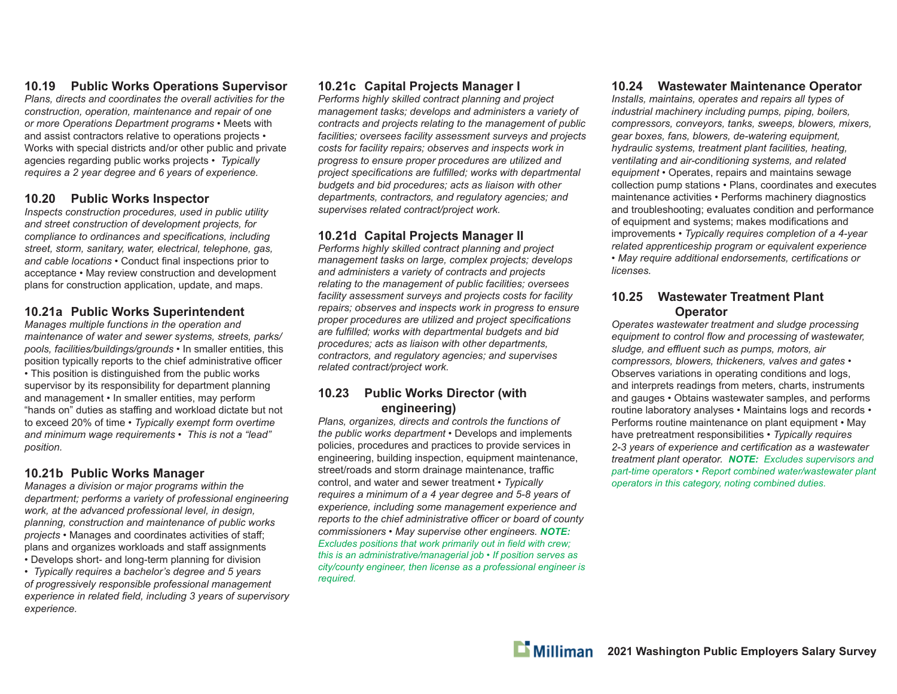### 10.19 Public Works Operations Supervisor

*Plans, directs and coordinates the overall activities for the construction, operation, maintenance and repair of one or more Operations Department programs* • Meets with and assist contractors relative to operations projects • Works with special districts and/or other public and private agencies regarding public works projects • *Typically requires a 2 year degree and 6 years of experience.*

### 10.20 Public Works Inspector

*Inspects construction procedures, used in public utility and street construction of development projects, for compliance to ordinances and specifications, including street, storm, sanitary, water, electrical, telephone, gas, and cable locations* • Conduct final inspections prior to acceptance • May review construction and development plans for construction application, update, and maps.

### 10.21a Public Works Superintendent

*Manages multiple functions in the operation and maintenance of water and sewer systems, streets, parks/ pools, facilities/buildings/grounds* • In smaller entities, this position typically reports to the chief administrative officer • This position is distinguished from the public works supervisor by its responsibility for department planning and management • In smaller entities, may perform “hands on” duties as staffing and workload dictate but not to exceed 20% of time • *Typically exempt form overtime and minimum wage requirements* • *This is not a “lead” position.*

### 10.21b Public Works Manager

*Manages a division or major programs within the department; performs a variety of professional engineering work, at the advanced professional level, in design, planning, construction and maintenance of public works projects* • Manages and coordinates activities of staff; plans and organizes workloads and staff assignments • Develops short- and long-term planning for division • *Typically requires a bachelor’s degree and 5 years of progressively responsible professional management experience in related field, including 3 years of supervisory experience.*

### 10.21c Capital Projects Manager I

*Performs highly skilled contract planning and project management tasks; develops and administers a variety of contracts and projects relating to the management of public facilities; oversees facility assessment surveys and projects costs for facility repairs; observes and inspects work in progress to ensure proper procedures are utilized and project specifications are fulfilled; works with departmental budgets and bid procedures; acts as liaison with other departments, contractors, and regulatory agencies; and supervises related contract/project work.*

### 10.21d Capital Projects Manager II

*Performs highly skilled contract planning and project management tasks on large, complex projects; develops and administers a variety of contracts and projects relating to the management of public facilities; oversees facility assessment surveys and projects costs for facility repairs; observes and inspects work in progress to ensure proper procedures are utilized and project specifications are fulfilled; works with departmental budgets and bid procedures; acts as liaison with other departments, contractors, and regulatory agencies; and supervises related contract/project work.*

### 10.23 Public Works Director (with engineering)

*Plans, organizes, directs and controls the functions of the public works department* • Develops and implements policies, procedures and practices to provide services in engineering, building inspection, equipment maintenance, street/roads and storm drainage maintenance, traffic control, and water and sewer treatment • *Typically requires a minimum of a 4 year degree and 5-8 years of experience, including some management experience and reports to the chief administrative officer or board of county commissioners* • *May supervise other engineers.* ***NOTE:*** *Excludes positions that work primarily out in field with crew; this is an administrative/managerial job • If position serves as city/county engineer, then license as a professional engineer is required.*

### 10.24 Wastewater Maintenance Operator

*Installs, maintains, operates and repairs all types of industrial machinery including pumps, piping, boilers, compressors, conveyors, tanks, sweeps, blowers, mixers, gear boxes, fans, blowers, de-watering equipment, hydraulic systems, treatment plant facilities, heating, ventilating and air-conditioning systems, and related equipment* • Operates, repairs and maintains sewage collection pump stations • Plans, coordinates and executes maintenance activities • Performs machinery diagnostics and troubleshooting; evaluates condition and performance of equipment and systems; makes modifications and improvements • *Typically requires completion of a 4-year related apprenticeship program or equivalent experience • May require additional endorsements, certifications or licenses.*

### 10.25 Wastewater Treatment Plant Operator

*Operates wastewater treatment and sludge processing equipment to control flow and processing of wastewater, sludge, and effluent such as pumps, motors, air compressors, blowers, thickeners, valves and gates* • Observes variations in operating conditions and logs, and interprets readings from meters, charts, instruments and gauges • Obtains wastewater samples, and performs routine laboratory analyses • Maintains logs and records • Performs routine maintenance on plant equipment • May have pretreatment responsibilities • *Typically requires 2-3 years of experience and certification as a wastewater treatment plant operator.* ***NOTE:*** *Excludes supervisors and part-time operators • Report combined water/wastewater plant operators in this category, noting combined duties.*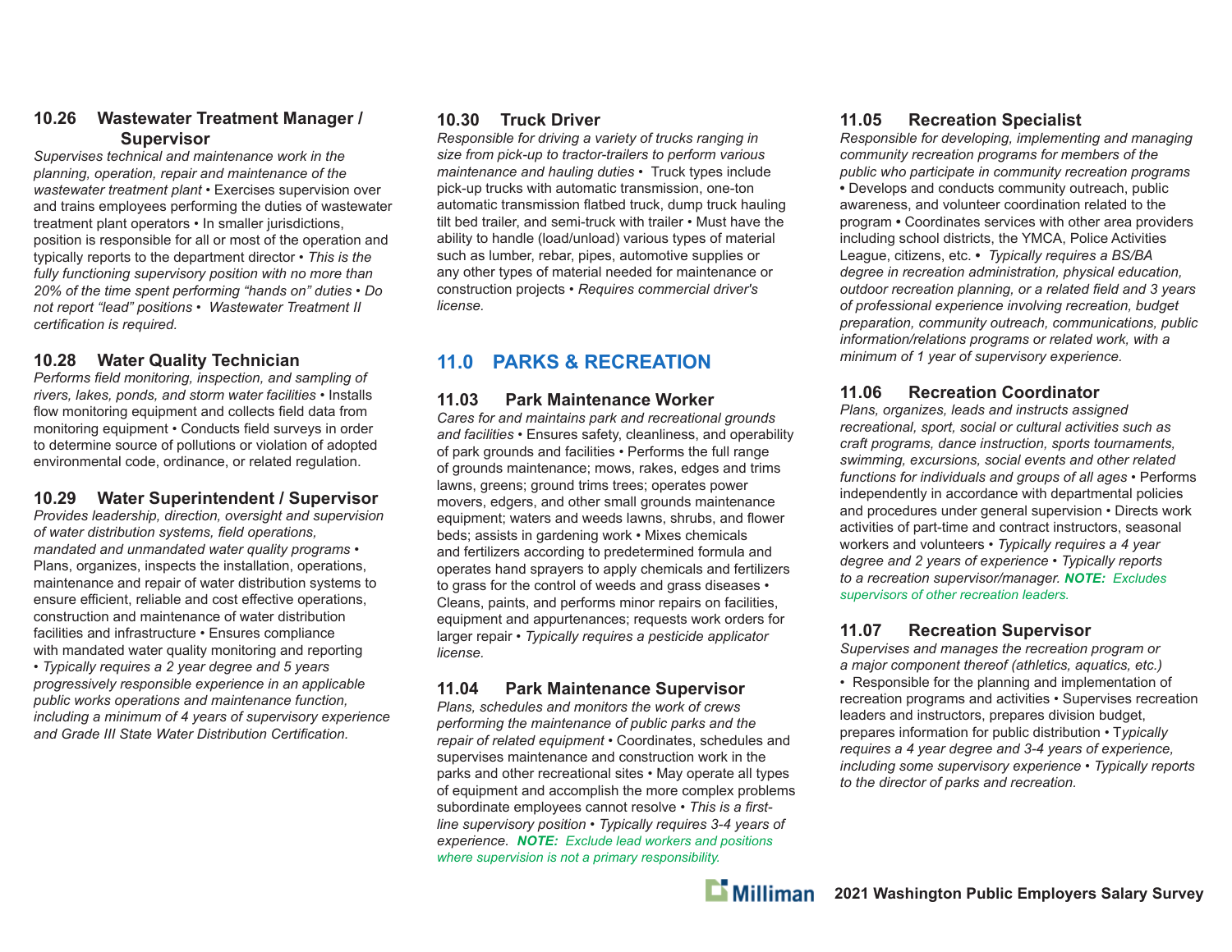### 10.26 Wastewater Treatment Manager / Supervisor

*Supervises technical and maintenance work in the planning, operation, repair and maintenance of the wastewater treatment plant* • Exercises supervision over and trains employees performing the duties of wastewater treatment plant operators • In smaller jurisdictions, position is responsible for all or most of the operation and typically reports to the department director • *This is the fully functioning supervisory position with no more than 20% of the time spent performing "hands on" duties • Do not report "lead" positions • Wastewater Treatment II certification is required.*

### 10.28 Water Quality Technician

*Performs field monitoring, inspection, and sampling of rivers, lakes, ponds, and storm water facilities* • Installs flow monitoring equipment and collects field data from monitoring equipment • Conducts field surveys in order to determine source of pollutions or violation of adopted environmental code, ordinance, or related regulation.

### 10.29 Water Superintendent / Supervisor

*Provides leadership, direction, oversight and supervision of water distribution systems, field operations, mandated and unmandated water quality programs* • Plans, organizes, inspects the installation, operations, maintenance and repair of water distribution systems to ensure efficient, reliable and cost effective operations, construction and maintenance of water distribution facilities and infrastructure • Ensures compliance with mandated water quality monitoring and reporting • *Typically requires a 2 year degree and 5 years progressively responsible experience in an applicable public works operations and maintenance function, including a minimum of 4 years of supervisory experience and Grade III State Water Distribution Certification.*

### 10.30 Truck Driver

*Responsible for driving a variety of trucks ranging in size from pick-up to tractor-trailers to perform various maintenance and hauling duties* • Truck types include pick-up trucks with automatic transmission, one-ton automatic transmission flatbed truck, dump truck hauling tilt bed trailer, and semi-truck with trailer • Must have the ability to handle (load/unload) various types of material such as lumber, rebar, pipes, automotive supplies or any other types of material needed for maintenance or construction projects • *Requires commercial driver's license.*

## 11.0 PARKS & RECREATION

### 11.03 Park Maintenance Worker

*Cares for and maintains park and recreational grounds and facilities* • Ensures safety, cleanliness, and operability of park grounds and facilities • Performs the full range of grounds maintenance; mows, rakes, edges and trims lawns, greens; ground trims trees; operates power movers, edgers, and other small grounds maintenance equipment; waters and weeds lawns, shrubs, and flower beds; assists in gardening work • Mixes chemicals and fertilizers according to predetermined formula and operates hand sprayers to apply chemicals and fertilizers to grass for the control of weeds and grass diseases • Cleans, paints, and performs minor repairs on facilities, equipment and appurtenances; requests work orders for larger repair • *Typically requires a pesticide applicator license.*

### 11.04 Park Maintenance Supervisor

*Plans, schedules and monitors the work of crews performing the maintenance of public parks and the repair of related equipment* • Coordinates, schedules and supervises maintenance and construction work in the parks and other recreational sites • May operate all types of equipment and accomplish the more complex problems subordinate employees cannot resolve • *This is a first-line supervisory position • Typically requires 3-4 years of experience.* ***NOTE:*** *Exclude lead workers and positions where supervision is not a primary responsibility.*

### 11.05 Recreation Specialist

*Responsible for developing, implementing and managing community recreation programs for members of the public who participate in community recreation programs* • Develops and conducts community outreach, public awareness, and volunteer coordination related to the program • Coordinates services with other area providers including school districts, the YMCA, Police Activities League, citizens, etc. • *Typically requires a BS/BA degree in recreation administration, physical education, outdoor recreation planning, or a related field and 3 years of professional experience involving recreation, budget preparation, community outreach, communications, public information/relations programs or related work, with a minimum of 1 year of supervisory experience.*

### 11.06 Recreation Coordinator

*Plans, organizes, leads and instructs assigned recreational, sport, social or cultural activities such as craft programs, dance instruction, sports tournaments, swimming, excursions, social events and other related functions for individuals and groups of all ages* • Performs independently in accordance with departmental policies and procedures under general supervision • Directs work activities of part-time and contract instructors, seasonal workers and volunteers • *Typically requires a 4 year degree and 2 years of experience • Typically reports to a recreation supervisor/manager.* ***NOTE:*** *Excludes supervisors of other recreation leaders.*

### 11.07 Recreation Supervisor

*Supervises and manages the recreation program or a major component thereof (athletics, aquatics, etc.)* • Responsible for the planning and implementation of recreation programs and activities • Supervises recreation leaders and instructors, prepares division budget, prepares information for public distribution • *Typically requires a 4 year degree and 3-4 years of experience, including some supervisory experience • Typically reports to the director of parks and recreation.*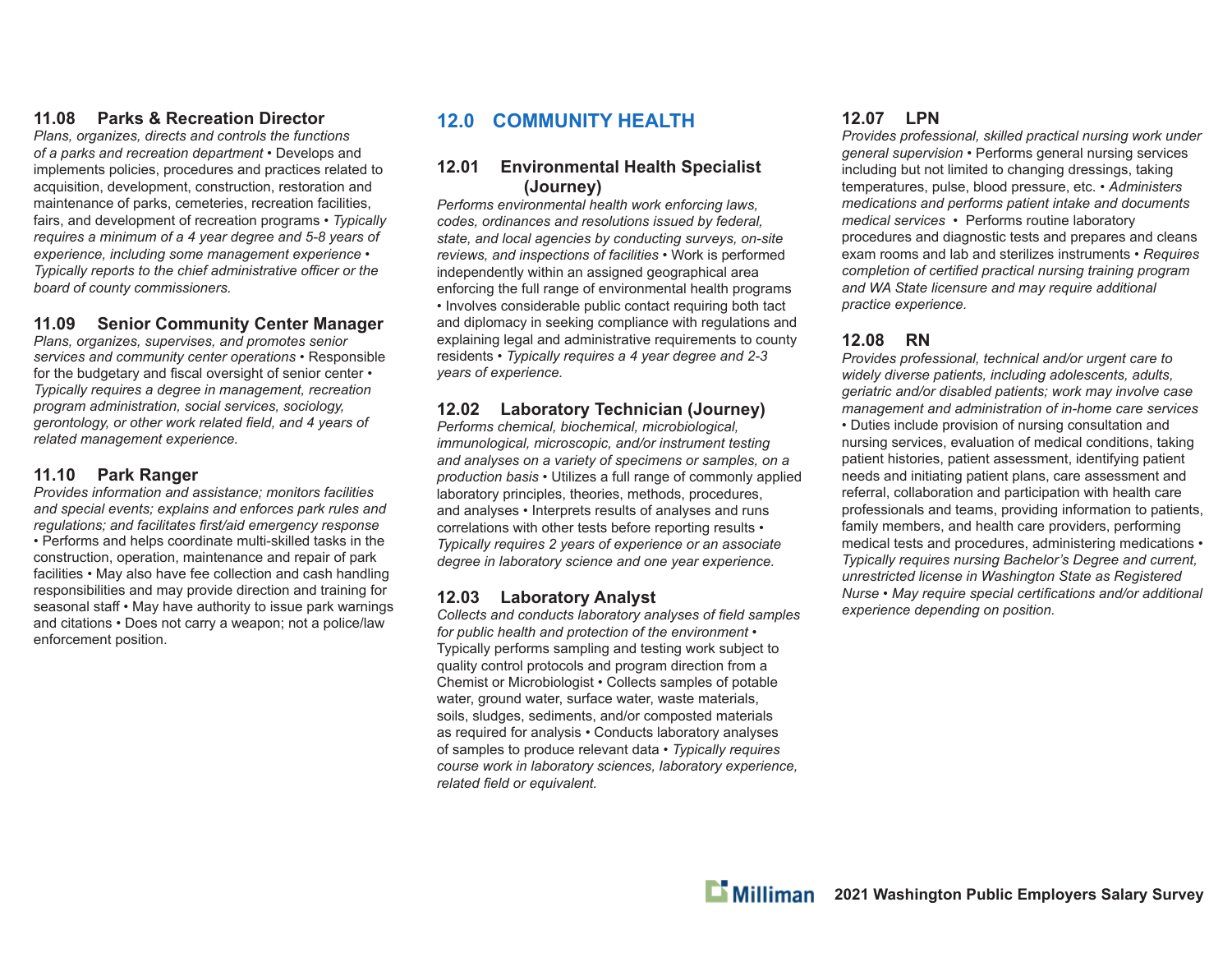### 11.08 Parks & Recreation Director

*Plans, organizes, directs and controls the functions of a parks and recreation department* • Develops and implements policies, procedures and practices related to acquisition, development, construction, restoration and maintenance of parks, cemeteries, recreation facilities, fairs, and development of recreation programs • *Typically requires a minimum of a 4 year degree and 5-8 years of experience, including some management experience • Typically reports to the chief administrative officer or the board of county commissioners.*

### 11.09 Senior Community Center Manager

*Plans, organizes, supervises, and promotes senior services and community center operations* • Responsible for the budgetary and fiscal oversight of senior center • *Typically requires a degree in management, recreation program administration, social services, sociology, gerontology, or other work related field, and 4 years of related management experience.*

### 11.10 Park Ranger

*Provides information and assistance; monitors facilities and special events; explains and enforces park rules and regulations; and facilitates first/aid emergency response* • Performs and helps coordinate multi-skilled tasks in the construction, operation, maintenance and repair of park facilities • May also have fee collection and cash handling responsibilities and may provide direction and training for seasonal staff • May have authority to issue park warnings and citations • Does not carry a weapon; not a police/law enforcement position.

## 12.0 COMMUNITY HEALTH

### 12.01 Environmental Health Specialist (Journey)

*Performs environmental health work enforcing laws, codes, ordinances and resolutions issued by federal, state, and local agencies by conducting surveys, on-site reviews, and inspections of facilities* • Work is performed independently within an assigned geographical area enforcing the full range of environmental health programs • Involves considerable public contact requiring both tact and diplomacy in seeking compliance with regulations and explaining legal and administrative requirements to county residents • *Typically requires a 4 year degree and 2-3 years of experience.*

### 12.02 Laboratory Technician (Journey)

*Performs chemical, biochemical, microbiological, immunological, microscopic, and/or instrument testing and analyses on a variety of specimens or samples, on a production basis* • Utilizes a full range of commonly applied laboratory principles, theories, methods, procedures, and analyses • Interprets results of analyses and runs correlations with other tests before reporting results • *Typically requires 2 years of experience or an associate degree in laboratory science and one year experience.*

### 12.03 Laboratory Analyst

*Collects and conducts laboratory analyses of field samples for public health and protection of the environment* • Typically performs sampling and testing work subject to quality control protocols and program direction from a Chemist or Microbiologist • Collects samples of potable water, ground water, surface water, waste materials, soils, sludges, sediments, and/or composted materials as required for analysis • Conducts laboratory analyses of samples to produce relevant data • *Typically requires course work in laboratory sciences, laboratory experience, related field or equivalent.*

### 12.07 LPN

*Provides professional, skilled practical nursing work under general supervision* • Performs general nursing services including but not limited to changing dressings, taking temperatures, pulse, blood pressure, etc. • *Administers medications and performs patient intake and documents medical services* • Performs routine laboratory procedures and diagnostic tests and prepares and cleans exam rooms and lab and sterilizes instruments • *Requires completion of certified practical nursing training program and WA State licensure and may require additional practice experience.*

### 12.08 RN

*Provides professional, technical and/or urgent care to widely diverse patients, including adolescents, adults, geriatric and/or disabled patients; work may involve case management and administration of in-home care services* • Duties include provision of nursing consultation and nursing services, evaluation of medical conditions, taking patient histories, patient assessment, identifying patient needs and initiating patient plans, care assessment and referral, collaboration and participation with health care professionals and teams, providing information to patients, family members, and health care providers, performing medical tests and procedures, administering medications • *Typically requires nursing Bachelor's Degree and current, unrestricted license in Washington State as Registered Nurse • May require special certifications and/or additional experience depending on position.*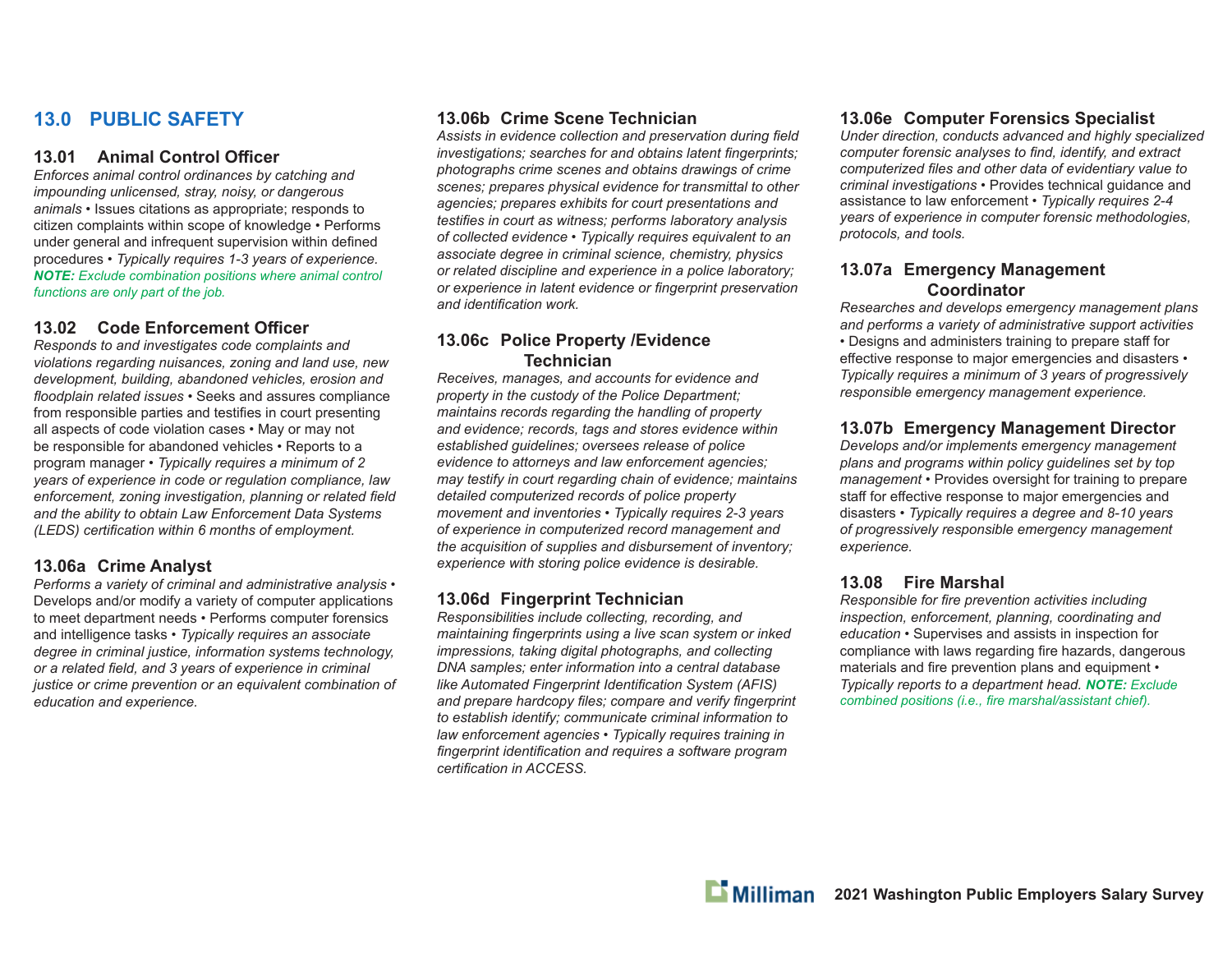# 13.0 PUBLIC SAFETY

## 13.01 Animal Control Officer

*Enforces animal control ordinances by catching and impounding unlicensed, stray, noisy, or dangerous animals* • Issues citations as appropriate; responds to citizen complaints within scope of knowledge • Performs under general and infrequent supervision within defined procedures • *Typically requires 1-3 years of experience.* ***NOTE:*** *Exclude combination positions where animal control functions are only part of the job.*

## 13.02 Code Enforcement Officer

*Responds to and investigates code complaints and violations regarding nuisances, zoning and land use, new development, building, abandoned vehicles, erosion and floodplain related issues* • Seeks and assures compliance from responsible parties and testifies in court presenting all aspects of code violation cases • May or may not be responsible for abandoned vehicles • Reports to a program manager • *Typically requires a minimum of 2 years of experience in code or regulation compliance, law enforcement, zoning investigation, planning or related field and the ability to obtain Law Enforcement Data Systems (LEDS) certification within 6 months of employment.*

## 13.06a Crime Analyst

*Performs a variety of criminal and administrative analysis* • Develops and/or modify a variety of computer applications to meet department needs • Performs computer forensics and intelligence tasks • *Typically requires an associate degree in criminal justice, information systems technology, or a related field, and 3 years of experience in criminal justice or crime prevention or an equivalent combination of education and experience.*

## 13.06b Crime Scene Technician

*Assists in evidence collection and preservation during field investigations; searches for and obtains latent fingerprints; photographs crime scenes and obtains drawings of crime scenes; prepares physical evidence for transmittal to other agencies; prepares exhibits for court presentations and testifies in court as witness; performs laboratory analysis of collected evidence* • *Typically requires equivalent to an associate degree in criminal science, chemistry, physics or related discipline and experience in a police laboratory; or experience in latent evidence or fingerprint preservation and identification work.*

## 13.06c Police Property /Evidence Technician

*Receives, manages, and accounts for evidence and property in the custody of the Police Department; maintains records regarding the handling of property and evidence; records, tags and stores evidence within established guidelines; oversees release of police evidence to attorneys and law enforcement agencies; may testify in court regarding chain of evidence; maintains detailed computerized records of police property movement and inventories* • *Typically requires 2-3 years of experience in computerized record management and the acquisition of supplies and disbursement of inventory; experience with storing police evidence is desirable.*

## 13.06d Fingerprint Technician

*Responsibilities include collecting, recording, and maintaining fingerprints using a live scan system or inked impressions, taking digital photographs, and collecting DNA samples; enter information into a central database like Automated Fingerprint Identification System (AFIS) and prepare hardcopy files; compare and verify fingerprint to establish identify; communicate criminal information to law enforcement agencies* • *Typically requires training in fingerprint identification and requires a software program certification in ACCESS.*

## 13.06e Computer Forensics Specialist

*Under direction, conducts advanced and highly specialized computer forensic analyses to find, identify, and extract computerized files and other data of evidentiary value to criminal investigations* • Provides technical guidance and assistance to law enforcement • *Typically requires 2-4 years of experience in computer forensic methodologies, protocols, and tools.*

## 13.07a Emergency Management Coordinator

*Researches and develops emergency management plans and performs a variety of administrative support activities* • Designs and administers training to prepare staff for effective response to major emergencies and disasters • *Typically requires a minimum of 3 years of progressively responsible emergency management experience.*

## 13.07b Emergency Management Director

*Develops and/or implements emergency management plans and programs within policy guidelines set by top management* • Provides oversight for training to prepare staff for effective response to major emergencies and disasters • *Typically requires a degree and 8-10 years of progressively responsible emergency management experience.*

## 13.08 Fire Marshal

*Responsible for fire prevention activities including inspection, enforcement, planning, coordinating and education* • Supervises and assists in inspection for compliance with laws regarding fire hazards, dangerous materials and fire prevention plans and equipment • *Typically reports to a department head.* ***NOTE:*** *Exclude combined positions (i.e., fire marshal/assistant chief).*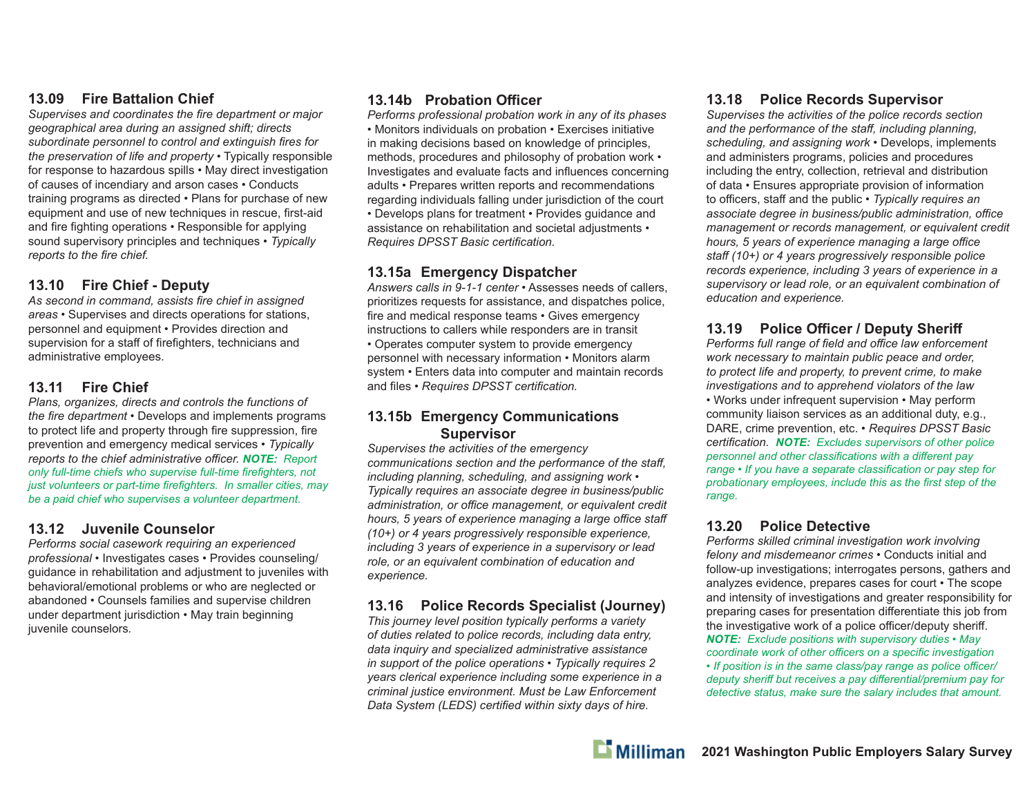### 13.09 Fire Battalion Chief

*Supervises and coordinates the fire department or major geographical area during an assigned shift; directs subordinate personnel to control and extinguish fires for the preservation of life and property* • Typically responsible for response to hazardous spills • May direct investigation of causes of incendiary and arson cases • Conducts training programs as directed • Plans for purchase of new equipment and use of new techniques in rescue, first-aid and fire fighting operations • Responsible for applying sound supervisory principles and techniques • *Typically reports to the fire chief.*

### 13.10 Fire Chief - Deputy

*As second in command, assists fire chief in assigned areas* • Supervises and directs operations for stations, personnel and equipment • Provides direction and supervision for a staff of firefighters, technicians and administrative employees.

### 13.11 Fire Chief

*Plans, organizes, directs and controls the functions of the fire department* • Develops and implements programs to protect life and property through fire suppression, fire prevention and emergency medical services • *Typically reports to the chief administrative officer.* ***NOTE:*** *Report only full-time chiefs who supervise full-time firefighters, not just volunteers or part-time firefighters. In smaller cities, may be a paid chief who supervises a volunteer department.*

### 13.12 Juvenile Counselor

*Performs social casework requiring an experienced professional* • Investigates cases • Provides counseling/ guidance in rehabilitation and adjustment to juveniles with behavioral/emotional problems or who are neglected or abandoned • Counsels families and supervise children under department jurisdiction • May train beginning juvenile counselors.

### 13.14b Probation Officer

*Performs professional probation work in any of its phases* • Monitors individuals on probation • Exercises initiative in making decisions based on knowledge of principles, methods, procedures and philosophy of probation work • Investigates and evaluate facts and influences concerning adults • Prepares written reports and recommendations regarding individuals falling under jurisdiction of the court • Develops plans for treatment • Provides guidance and assistance on rehabilitation and societal adjustments • *Requires DPSST Basic certification.*

### 13.15a Emergency Dispatcher

*Answers calls in 9-1-1 center* • Assesses needs of callers, prioritizes requests for assistance, and dispatches police, fire and medical response teams • Gives emergency instructions to callers while responders are in transit • Operates computer system to provide emergency personnel with necessary information • Monitors alarm system • Enters data into computer and maintain records and files • *Requires DPSST certification.*

### 13.15b Emergency Communications Supervisor

*Supervises the activities of the emergency communications section and the performance of the staff, including planning, scheduling, and assigning work • Typically requires an associate degree in business/public administration, or office management, or equivalent credit hours, 5 years of experience managing a large office staff (10+) or 4 years progressively responsible experience, including 3 years of experience in a supervisory or lead role, or an equivalent combination of education and experience.*

### 13.16 Police Records Specialist (Journey)

*This journey level position typically performs a variety of duties related to police records, including data entry, data inquiry and specialized administrative assistance in support of the police operations • Typically requires 2 years clerical experience including some experience in a criminal justice environment. Must be Law Enforcement Data System (LEDS) certified within sixty days of hire.*

### 13.18 Police Records Supervisor

*Supervises the activities of the police records section and the performance of the staff, including planning, scheduling, and assigning work* • Develops, implements and administers programs, policies and procedures including the entry, collection, retrieval and distribution of data • Ensures appropriate provision of information to officers, staff and the public • *Typically requires an associate degree in business/public administration, office management or records management, or equivalent credit hours, 5 years of experience managing a large office staff (10+) or 4 years progressively responsible police records experience, including 3 years of experience in a supervisory or lead role, or an equivalent combination of education and experience.*

### 13.19 Police Officer / Deputy Sheriff

*Performs full range of field and office law enforcement work necessary to maintain public peace and order, to protect life and property, to prevent crime, to make investigations and to apprehend violators of the law* • Works under infrequent supervision • May perform community liaison services as an additional duty, e.g., DARE, crime prevention, etc. • *Requires DPSST Basic certification.* ***NOTE:*** *Excludes supervisors of other police personnel and other classifications with a different pay range • If you have a separate classification or pay step for probationary employees, include this as the first step of the range.*

### 13.20 Police Detective

*Performs skilled criminal investigation work involving felony and misdemeanor crimes* • Conducts initial and follow-up investigations; interrogates persons, gathers and analyzes evidence, prepares cases for court • The scope and intensity of investigations and greater responsibility for preparing cases for presentation differentiate this job from the investigative work of a police officer/deputy sheriff. ***NOTE:*** *Exclude positions with supervisory duties • May coordinate work of other officers on a specific investigation • If position is in the same class/pay range as police officer/ deputy sheriff but receives a pay differential/premium pay for detective status, make sure the salary includes that amount.*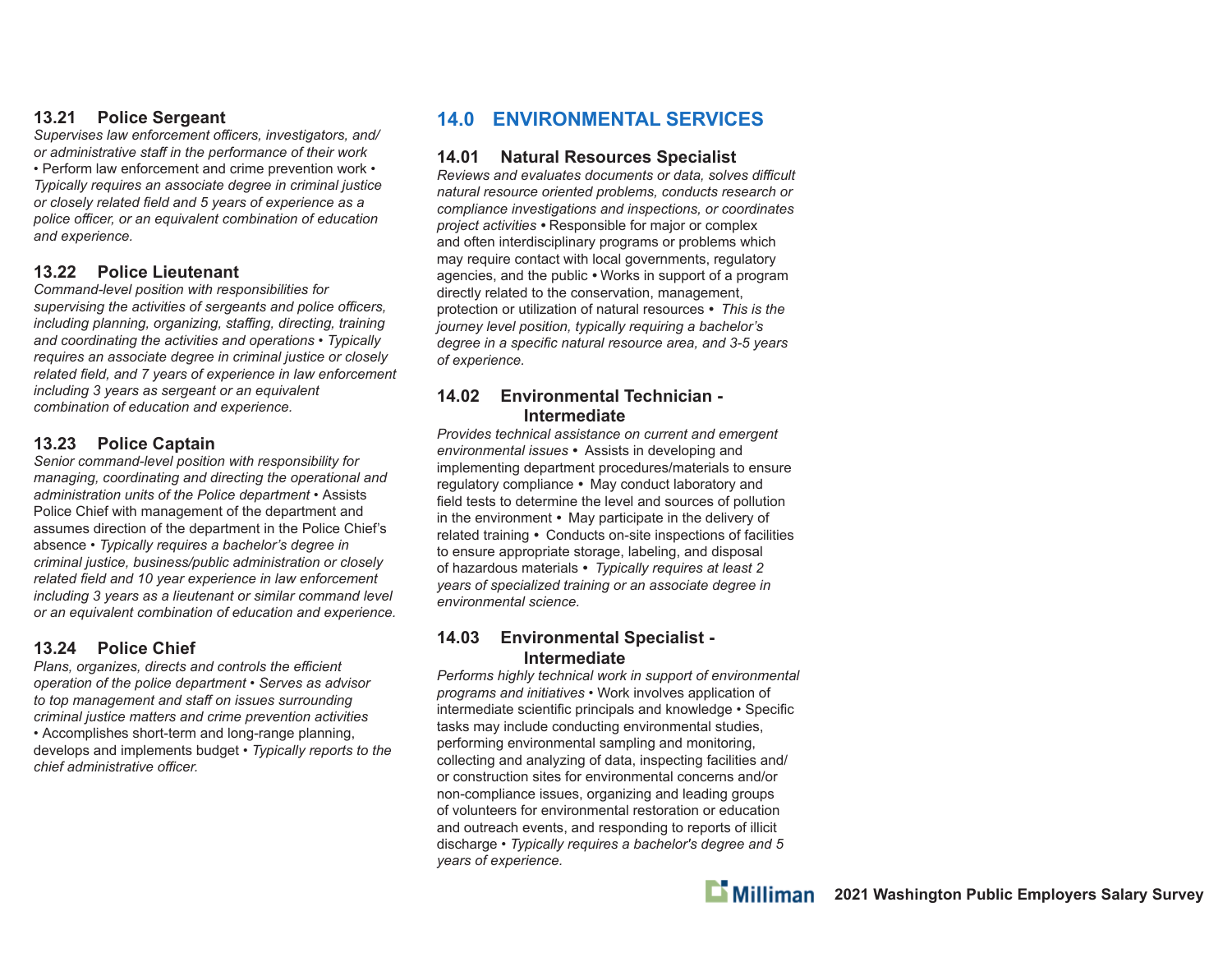### 13.21 Police Sergeant

*Supervises law enforcement officers, investigators, and/or administrative staff in the performance of their work* • Perform law enforcement and crime prevention work • *Typically requires an associate degree in criminal justice or closely related field and 5 years of experience as a police officer, or an equivalent combination of education and experience.*

### 13.22 Police Lieutenant

*Command-level position with responsibilities for supervising the activities of sergeants and police officers, including planning, organizing, staffing, directing, training and coordinating the activities and operations • Typically requires an associate degree in criminal justice or closely related field, and 7 years of experience in law enforcement including 3 years as sergeant or an equivalent combination of education and experience.*

### 13.23 Police Captain

*Senior command-level position with responsibility for managing, coordinating and directing the operational and administration units of the Police department* • Assists Police Chief with management of the department and assumes direction of the department in the Police Chief's absence • *Typically requires a bachelor's degree in criminal justice, business/public administration or closely related field and 10 year experience in law enforcement including 3 years as a lieutenant or similar command level or an equivalent combination of education and experience.*

### 13.24 Police Chief

*Plans, organizes, directs and controls the efficient operation of the police department • Serves as advisor to top management and staff on issues surrounding criminal justice matters and crime prevention activities* • Accomplishes short-term and long-range planning, develops and implements budget • *Typically reports to the chief administrative officer.*

## 14.0 ENVIRONMENTAL SERVICES

### 14.01 Natural Resources Specialist

*Reviews and evaluates documents or data, solves difficult natural resource oriented problems, conducts research or compliance investigations and inspections, or coordinates project activities* • Responsible for major or complex and often interdisciplinary programs or problems which may require contact with local governments, regulatory agencies, and the public • Works in support of a program directly related to the conservation, management, protection or utilization of natural resources • *This is the journey level position, typically requiring a bachelor's degree in a specific natural resource area, and 3-5 years of experience.*

### 14.02 Environmental Technician - Intermediate

*Provides technical assistance on current and emergent environmental issues* • Assists in developing and implementing department procedures/materials to ensure regulatory compliance • May conduct laboratory and field tests to determine the level and sources of pollution in the environment • May participate in the delivery of related training • Conducts on-site inspections of facilities to ensure appropriate storage, labeling, and disposal of hazardous materials • *Typically requires at least 2 years of specialized training or an associate degree in environmental science.*

### 14.03 Environmental Specialist - Intermediate

*Performs highly technical work in support of environmental programs and initiatives* • Work involves application of intermediate scientific principals and knowledge • Specific tasks may include conducting environmental studies, performing environmental sampling and monitoring, collecting and analyzing of data, inspecting facilities and/or construction sites for environmental concerns and/or non-compliance issues, organizing and leading groups of volunteers for environmental restoration or education and outreach events, and responding to reports of illicit discharge • *Typically requires a bachelor's degree and 5 years of experience.*